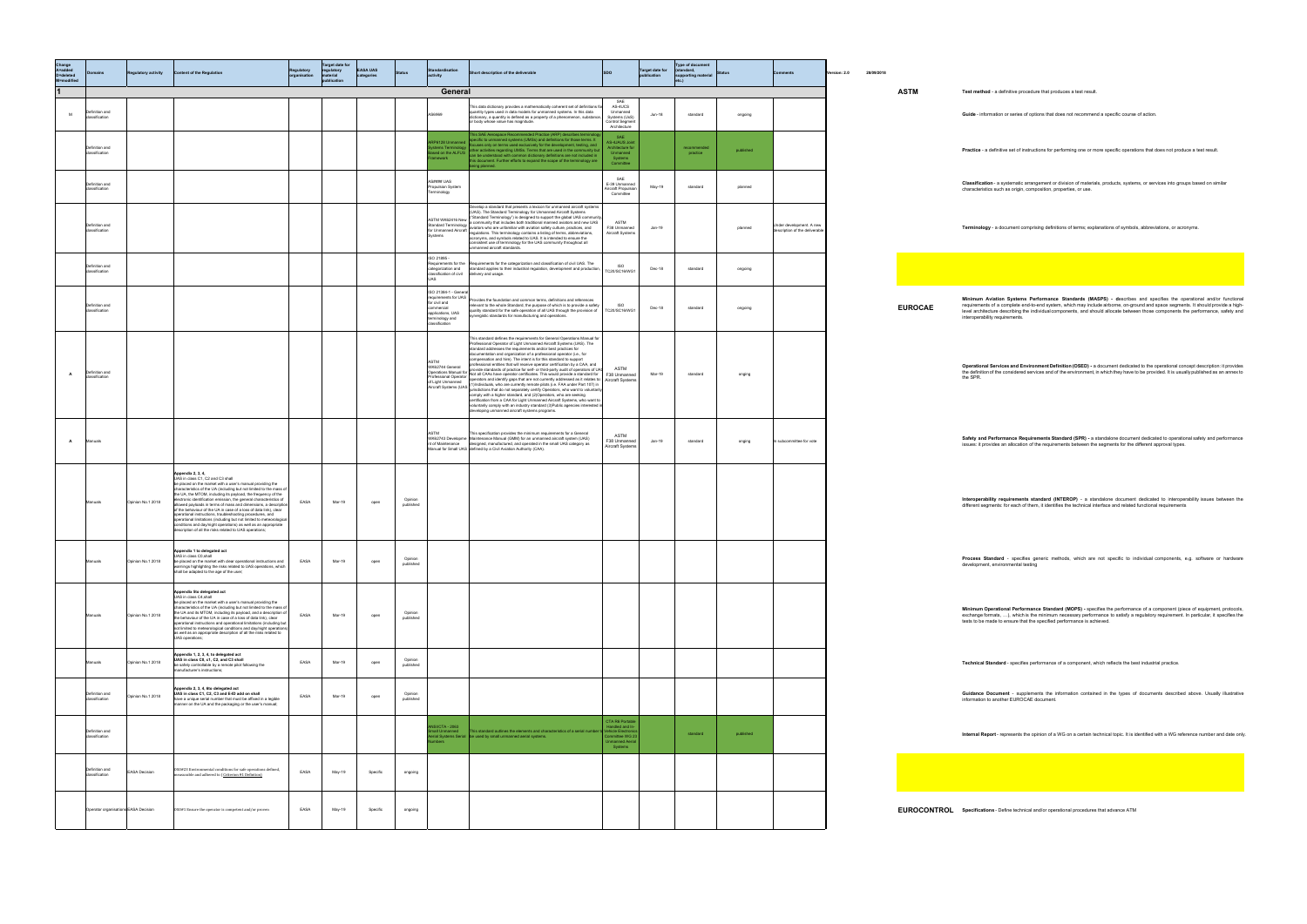Version: 2.0 — 28/06/2019

| Change A=added D=deleted M=modified | Domains | Regulatory activity | Content of the Regulation | Regulatory organization | Target date for regulatory material publication | EASA UAS categories | Status | Standardisation activity | Short description of the deliverable | SDO | Target date for publication | Type of document (standard, supporting material etc.) | Status | Comments |
|---|---|---|---|---|---|---|---|---|---|---|---|---|---|---|
| 1 | | | | | | | | General | | | | | | |
| M | Definition and classification | | | | | | | AS6969 | This data dictionary provides a mathematically coherent set of definitions for quantity types used in data models for unmanned systems. In this data dictionary, a quantity is defined as a property of a phenomenon, substance, or body whose value has magnitude. | SAE AS-4UCS Unmanned Systems (UAS) Control Segment Architecture | Jun-18 | standard | ongoing | |
| | Definition and classification | | | | | | | ARP94128 Unmanned Systems Terminology Based on the ALFUS Framework | This SAE Aerospace Recommended Practice (ARP) describes terminology specific to unmanned systems (UMSs) and definitions for those terms. It focuses only on terms used exclusively for the development, testing, and other activities regarding UMSs. Terms that are used in the community but can be understood with common dictionary definitions are not included in this document. Further efforts to expand the scope of the terminology are being planned. | SAE AS-4JAUS Joint Architecture for Unmanned Systems Committee | | recommended practice | published | |
| | Definition and classification | | | | | | | AS6999 UAS Propulsion System Terminology | | SAE E-39 Unmanned Aircraft Propulsion Committee | May-19 | standard | planned | |
| | Definition and classification | | | | | | | ASTM WK62416 New Standard Terminology for Unmanned Aircraft Systems | Develop a standard that presents a lexicon for unmanned aircraft systems (UAS). The Standard Terminology for Unmanned Aircraft Systems ("Standard Terminology") is designed to support the global UAS community, a community that includes both traditional manned aviators and new UAS aviators who are unfamiliar with aviation safety culture, practices, and regulations. This terminology contains a listing of terms, abbreviations, acronyms, and symbols related to UAS. It is intended to ensure the consistent use of terminology for the UAS community throughout all unmanned aircraft standards. | ASTM F38 Unmanned Aircraft Systems | Jan-19 | | planned | Under development. A new description of the deliverable |
| | Definition and classification | | | | | | | ISO 21895 - Requirements for the categorization and classification of civil UAS | Requirements for the categorization and classification of civil UAS. The standard applies to their industrial regulation, development and production, delivery and usage. | ISO TC20/SC16/WG1 | Dec-18 | standard | ongoing | |
| | Definition and classification | | | | | | | ISO 21384-1 - General requirements for UAS for civil and commercial applications. UAS terminology and classification | Provides the foundation and common terms, definitions and references relevant to the whole Standard, the purpose of which is to provide a safety quality standard for the safe operation of all UAS through the provision of synergistic standards for manufacturing and operations. | ISO TC20/SC16/WG1 | Dec-18 | standard | ongoing | |
| A | Definition and classification | | | | | | | ASTM WK62744 General Operations Manual for Professional Operator of Light Unmanned Aircraft Systems (UAS) | This standard defines the requirements for General Operations Manual for Professional Operator of Light Unmanned Aircraft Systems (UAS). The standard addresses the requirements and/or best practices for documentation and organization of a professional operator (i.e., for compensation and hire). The intent is for this standard to support professional entities that will receive operator certification by a CAA, and provide standards of practice for self- or third-party audit of operators of UAS. Not all CAAs have operator certificates. This would provide a standard for operators and identify gaps that are not currently addressed as it relates to: 1) Individuals, who are currently remote pilots (i.e. FAA under Part 107) in jurisdictions that do not separately certify Operators, who want to voluntarily comply with a higher standard, and 2) Operators, who are seeking certification from a CAA for Light Unmanned Aircraft Systems, who want to voluntarily comply with an industry standard 3) Public agencies interested in developing unmanned aircraft systems programs. | ASTM F38 Unmanned Aircraft Systems | Mar-19 | standard | onging | |
| A | Manuals | | | | | | | ASTM WK62743 Development of Maintenance Manual for Small UAS | This specification provides the minimum requirements for a General Maintenance Manual (GMM) for an unmanned aircraft system (UAS) designed, manufactured, and operated in the small UAS category as defined by a Civil Aviation Authority (CAA). | ASTM F38 Unmanned Aircraft Systems | Jan-19 | standard | onging | In subcommittee for vote |
| | Manuals | Opinion No.1 2018 | **Appendix 2, 3, 4.** UAS in class C1, C2 and C3 shall be placed on the market with a user's manual providing the characteristics of the UA (including but not limited to the mass of the UA, the MTOM, including its payload, the frequency of the electronic identification emission, the general characteristics of allowed payloads in terms of mass and dimensions, a description of the behaviour of the UA in case of a loss of data link), clear operational instructions, troubleshooting procedures, and operational limitations (including but not limited to meteorological conditions and day/night operations) as well as an appropriate description of all the risks related to UAS operations; | EASA | Mar-19 | open | Opinion published | | | | | | | |
| | Manuals | Opinion No.1 2018 | **Appendix 1 to delegated act** UAS in class C0 shall be placed on the market with clear operational instructions and warnings highlighting the risks related to UAS operations, which shall be adapted to the age of the user; | EASA | Mar-19 | open | Opinion published | | | | | | | |
| | Manuals | Opinion No.1 2018 | **Appendix 5to delegated act** UAS in class C4 shall be placed on the market with a user's manual providing the characteristics of the UA (including but not limited to the mass of the UA and its MTOM, including its payload, and a description of the behaviour of the UA in case of a loss of data link), clear operational instructions and operational limitations (including but not limited to meteorological conditions and day/night operations) as well as an appropriate description of all the risks related to UAS operations; | EASA | Mar-19 | open | Opinion published | | | | | | | |
| | Manuals | Opinion No.1 2018 | **Appendix 1, 2, 3, 4, to delegated act UAS in class C0, c1, C2, and C3 shall** be safely controllable by a remote pilot following the manufacturer's instructions; | EASA | Mar-19 | open | Opinion published | | | | | | | |
| | Definition and classification | Opinion No.1 2018 | **Appendix 2, 3, 4, 5to delegated act UAS in class C1, C2, C3 and 6-45 add on shall** have a unique serial number that must be affixed in a legible manner on the UA and the packaging or the user's manual; | EASA | Mar-19 | open | Opinion published | | | | | | | |
| | Definition and classification | | | | | | | ANSI/CTA - 2063 Small Unmanned Aerial Systems Serial Numbers | This standard outlines the elements and characteristics of a serial number to be used by small unmanned aerial systems. | CTA R6 Portable Handheld and In-Vehicle Electronics Committee WG 23 Unmanned Aerial Systems | | standard | published | |
| | Definition and classification | EASA Decision | OSO#23 Environmental conditions for safe operations defined, measurable and adhered to (Criterion #1 Definition) | EASA | May-19 | Specific | ongoing | | | | | | | |
| | Operator organisations | EASA Decision | OSO#1 Ensure the operator is competent and/or proven | EASA | May-19 | Specific | ongoing | | | | | | | |

**ASTM**

**Test method** - a definitive procedure that produces a test result.

**Guide** - information or series of options that does not recommend a specific course of action.

**Practice** - a definitive set of instructions for performing one or more specific operations that does not produce a test result.

**Classification** - a systematic arrangement or division of materials, products, systems, or services into groups based on similar characteristics such as origin, composition, properties, or use.

**Terminology** - a document comprising definitions of terms; explanations of symbols, abbreviations, or acronyms.

**EUROCAE**

**Minimum Aviation Systems Performance Standards (MASPS)** - describes and specifies the operational and/or functional requirements of a complete end-to-end system, which may include airborne, on-ground and space segments. It should provide a high-level architecture describing the individual components, and should allocate between those components the performance, safety and interoperability requirements.

**Operational Services and Environment Definition (OSED)** - a document dedicated to the operational concept description: it provides the definition of the considered services and of the environment, in which they have to be provided. It is usually published as an annex to the SPR.

**Safety and Performance Requirements Standard (SPR)** - a standalone document dedicated to operational safety and performance issues; it provides an allocation of the requirements between the segments for the different approval types.

**Interoperability requirements standard (INTEROP)** - a standalone document dedicated to interoperability issues between the different segments: for each of them, it identifies the technical interface and related functional requirements

**Process Standard** - specifies generic methods, which are not specific to individual components, e.g. software or hardware development, environmental testing

**Minimum Operational Performance Standard (MOPS)** - specifies the performance of a component (piece of equipment, protocols, exchange formats, ...), which is the minimum necessary performance to satisfy a regulatory requirement. In particular, it specifies the tests to be made to ensure that the specified performance is achieved.

**Technical Standard** - specifies performance of a component, which reflects the best industrial practice.

**Guidance Document** - supplements the information contained in the types of documents described above. Usually illustrative information to another EUROCAE document.

**Internal Report** - represents the opinion of a WG on a certain technical topic. It is identified with a WG reference number and date only.

**EUROCONTROL**

**Specifications** - Define technical and/or operational procedures that advance ATM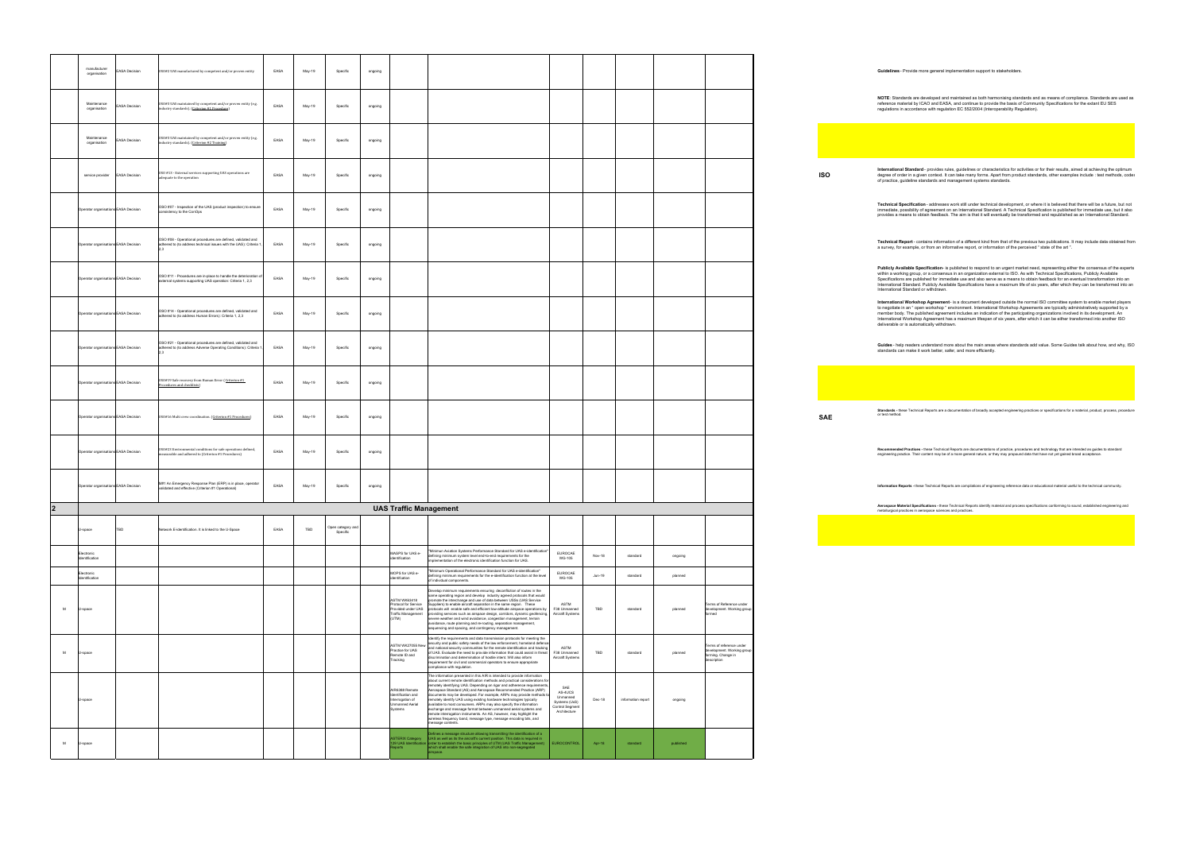| | manufacturer organisation | EASA Decision | OSO#2 UAS manufactured by competent and/or proven entity | EASA | May-19 | Specific | ongoing | | | | | | | |
|---|---|---|---|---|---|---|---|---|---|---|---|---|---|---|
| | Maintenance organisation | EASA Decision | OSO#3 UAS maintained by competent and/or proven entity (e.g. industry standards) (Criterion #1 Procedure) | EASA | May-19 | Specific | ongoing | | | | | | | |
| | Maintenance organisation | EASA Decision | OSO#3 UAS maintained by competent and/or proven entity (e.g. industry standards) (Criterion #2 Training) | EASA | May-19 | Specific | ongoing | | | | | | | |
| | service provider | EASA Decision | OSO #13 - External services supporting UAS operations are adequate to the operation | EASA | May-19 | Specific | ongoing | | | | | | | |
| | Operator organisations | EASA Decision | OSO #07 - Inspection of the UAS (product inspection) to ensure consistency to the ConOps | EASA | May-19 | Specific | ongoing | | | | | | | |
| | Operator organisations | EASA Decision | OSO #08 - Operational procedures are defined, validated and adhered to (to address technical issues with the UAS): Criteria 1, 2,3 | EASA | May-19 | Specific | ongoing | | | | | | | |
| | Operator organisations | EASA Decision | OSO #11 - Procedures are in-place to handle the deterioration of external systems supporting UAS operation: Criteria 1, 2,3 | EASA | May-19 | Specific | ongoing | | | | | | | |
| | Operator organisations | EASA Decision | OSO #14 - Operational procedures are defined, validated and adhered to (to address Human Errors): Criteria 1, 2,3 | EASA | May-19 | Specific | ongoing | | | | | | | |
| | Operator organisations | EASA Decision | OSO #21 - Operational procedures are defined, validated and adhered to (to address Adverse Operating Conditions): Criteria 1, 2,3 | EASA | May-19 | Specific | ongoing | | | | | | | |
| | Operator organisations | EASA Decision | OSO#19 Safe recovery from Human Error (Criterion #1 Procedures and checklists) | EASA | May-19 | Specific | ongoing | | | | | | | |
| | Operator organisations | EASA Decision | OSO#16 Multi crew coordination. (Criterion #1 Procedures) | EASA | May-19 | Specific | ongoing | | | | | | | |
| | Operator organisations | EASA Decision | OSO#23 Environmental conditions for safe operations defined, measurable and adhered to (Criterion #1 Procedures) | EASA | May-19 | Specific | ongoing | | | | | | | |
| | Operator organisations | EASA Decision | MP1 An Emergency Response Plan (ERP) is in place, operator validated and effective (Criterion #1 Operational) | EASA | May-19 | Specific | ongoing | | | | | | | |
| **2** | | | | | | | | **UAS Traffic Management** | | | | | | |
| | U-space | TBD | Network E-Identification. It is linked to the U-Space | EASA | TBD | Open category and Specific | | | | | | | | |
| | Electronic identification | | | | | | | MASPS for UAS e-identification | "Minimum Aviation Systems Performance Standard for UAS e-identification" defining minimum system level end-to-end requirements for the implementation of the electronic identification function for UAS. | EUROCAE WG-105 | Nov-18 | standard | ongoing | |
| | Electronic identification | | | | | | | MOPS for UAS e-identification | "Minimum Operational Performance Standard for UAS e-identification" defining minimum requirements for the e-identification function at the level of individual components. | EUROCAE WG-105 | Jun-19 | standard | planned | |
| M | U-space | | | | | | | ASTM WK63418 Protocol for Service Provided under UAS Traffic Management (UTM) | Develop minimum requirements ensuring deconfliction of routes in the same operating region and develop industry agreed protocols that would promote the interchange and use of data between USSs (UAS Service Suppliers) to enable aircraft separation in the same region. These protocols will enable safe and efficient low-altitude airspace operations by providing services such as airspace design, corridors, dynamic geofencing, severe weather and wind avoidance, congestion management, terrain avoidance, route planning and re-routing, separation management, sequencing and spacing, and contingency management. | ASTM F38 Unmanned Aircraft Systems | TBD | standard | planned | Terms of Reference under development. Working group formed |
| M | U-space | | | | | | | ASTM WK27055 New Practice for UAS Remote ID and Tracking | Identify the requirements and data transmission protocols for meeting the security and public safety needs of the law enforcement, homeland defence and national security communities for the remote identification and tracking of UAS. Evaluate the need to provide information that could assist in threat discrimination and determination of hostile intent. Will also inform requirement for civil and commercial operators to ensure appropriate compliance with regulation. | ASTM F38 Unmanned Aircraft Systems | TBD | standard | planned | Terms of reference under development. Working group forming. Change in description |
| | U-space | | | | | | | AIR6388 Remote Identification and Interrogation of Unmanned Aerial Systems | The information presented in this AIR is intended to provide information about current remote identification methods and practical considerations for remotely identifying UAS. Depending on rigor and adherence requirements, Aerospace Standard (AS) and Aerospace Recommended Practice (ARP) documents may be developed. For example, ARPs may provide methods to remotely identify UAS using existing hardware technologies typically available to most consumers. ARPs may also specify the information exchange and message format between unmanned aerial systems and remote interrogation instruments. An AS, however, may highlight the wireless frequency band, message type, message encoding bits, and message contents. | SAE AS-4UCS Unmanned Systems (UAS) Control Segment Architecture | Dec-18 | information report | ongoing | |
| M | U-space | | | | | | | ASTERIX Category 129 UAS Identification Reports | Defines a message structure allowing transmitting the identification of a UAS as well as its the aircraft's current position. This data is required in order to establish the basic principles of UTM (UAS Traffic Management) which shall enable the safe integration of UAS into non-segregated airspace. | EUROCONTROL | Apr-18 | standard | published | |

**Guidelines** - Provide more general implementation support to stakeholders.

**NOTE**: Standards are developed and maintained as both harmonising standards and as means of compliance. Standards are used as reference material by ICAO and EASA, and continue to provide the basis of Community Specifications for the extant EU SES regulations in accordance with regulation EC 552/2004 (Interoperability Regulation).

## ISO

**International Standard** - provides rules, guidelines or characteristics for activities or for their results, aimed at achieving the optimum degree of order in a given context. It can take many forms. Apart from product standards, other examples include : test methods, codes of practice, guideline standards and management systems standards.

**Technical Specification** - addresses work still under technical development, or where it is believed that there will be a future, but not immediate, possibility of agreement on an International Standard. A Technical Specification is published for immediate use, but it also provides a means to obtain feedback. The aim is that it will eventually be transformed and republished as an International Standard.

**Technical Report** - contains information of a different kind from that of the previous two publications. It may include data obtained from a survey, for example, or from an informative report, or information of the perceived " state of the art ".

**Publicly Available Specification** - is published to respond to an urgent market need, representing either the consensus of the experts within a working group, or a consensus in an organization external to ISO. As with Technical Specifications, Publicly Available Specifications are published for immediate use and also serve as a means to obtain feedback for an eventual transformation into an International Standard. Publicly Available Specifications have a maximum life of six years, after which they can be transformed into an International Standard or withdrawn.

**International Workshop Agreement** - is a document developed outside the normal ISO committee system to enable market players to negotiate in an " open workshop " environment. International Workshop Agreements are typically administratively supported by a member body. The published agreement includes an indication of the participating organizations involved in its development. An International Workshop Agreement has a maximum lifespan of six years, after which it can be either transformed into another ISO deliverable or is automatically withdrawn.

**Guides** - help readers understand more about the main areas where standards add value. Some Guides talk about how, and why, ISO standards can make it work better, safer, and more efficiently.

## SAE

**Standards** - these Technical Reports are a documentation of broadly accepted engineering practices or specifications for a material, product, process, procedure or test method.

**Recommended Practices** - these Technical Reports are documentations of practice, procedures and technology that are intended as guides to standard engineering practice. Their content may be of a more general nature, or they may propound data that have not yet gained broad acceptance.

**Information Reports** - these Technical Reports are compilations of engineering reference data or educational material useful to the technical community.

**Aerospace Material Specifications** - these Technical Reports identify material and process specifications conforming to sound, established engineering and metallurgical practices in aerospace sciences and practices.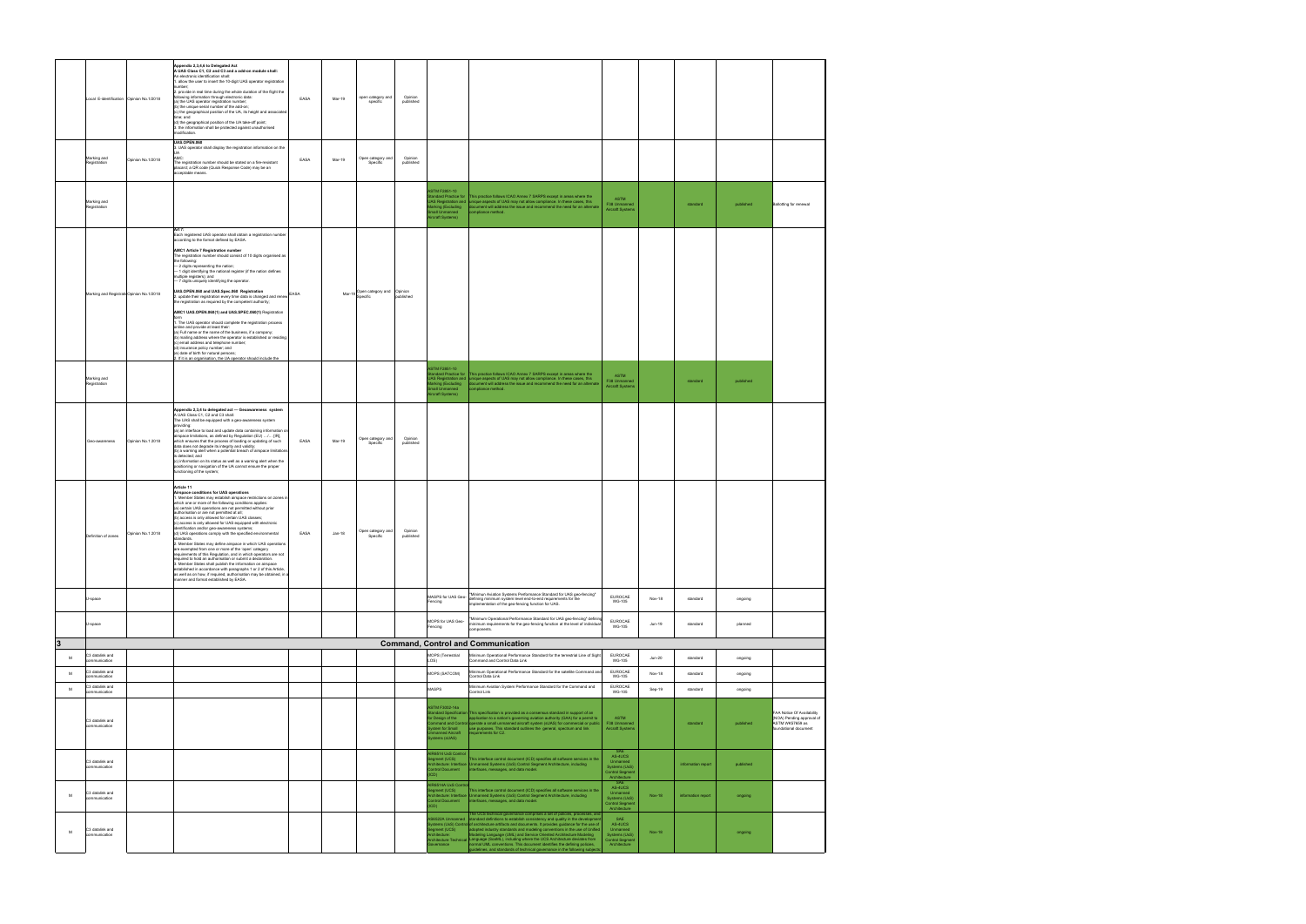| | | | | | | | | | | | | | | |
|---|---|---|---|---|---|---|---|---|---|---|---|---|---|---|
| | Local E-identification | Opinion No.1/2019 | **Appendix 2,3,4,6 to Delegated Act**<br>**A UAS Class C1, C2 and C3 and a add-on module shall:**<br>An electronic identification shall:<br>1. allow the user to insert the 10-digit UAS operator registration number;<br>2. provide in real time during the whole duration of the flight the following information through electronic data:<br>(a) the UAS operator registration number;<br>(b) the unique serial number of the add-on;<br>(c) the geographical position of the UA, its height and associated time; and<br>(d) the geographical position of the UA take-off point;<br>3. the information shall be protected against unauthorised modification. | EASA | Mar-19 | open category and specific | Opinion published | | | | | | | |
| | Marking and Registration | Opinion No.1/2019 | **UAS.OPEN.060**<br>3. UAS operator shall display the registration information on the UA.<br>AMC:<br>The registration number should be stated on a fire-resistant placard; a QR code (Quick Response Code) may be an acceptable means. | EASA | Mar-19 | Open category and Specific | Opinion published | | | | | | | |
| | Marking and Registration | | | | | | | ASTM F2851-10 Standard Practice for UAS Registration and Marking (Excluding Small Unmanned Aircraft Systems) | This practice follows ICAO Annex 7 SARPS except in areas where the unique aspects of UAS may not allow compliance. In these cases, this document will address the issue and recommend the need for an alternate compliance method. | ASTM F38 Unmanned Aircraft Systems | | standard | published | Balloting for renewal |
| | Marking and Registration | Opinion No.1/2019 | **Art 7:**<br>Each registered UAS operator shall obtain a registration number according to the format defined by EASA.<br>**AMC1 Article 7 Registration number**<br>The registration number should consist of 10 digits organised as the following:<br>— 2 digits representing the nation;<br>— 1 digit identifying the national register (if the nation defines multiple registers); and<br>— 7 digits uniquely identifying the operator.<br>**UAS.OPEN.060 and UAS.Spec.060 Registration**<br>2. update their registration every time data is changed and renew the registration as required by the competent authority;<br>**AMC1 UAS.OPEN.060(1) and UAS.SPEC.050(1)** Registration form<br>1. The UAS operator should complete the registration process online and provide at least their:<br>(a) Full name or the name of the business, if a company;<br>(b) mailing address where the operator is established or residing;<br>(c) email address and telephone number;<br>(d) insurance policy number; and<br>(e) date of birth for natural persons.<br>2. If it is an organisation, the UA operator should include the | EASA | Mar-19 | Open category and Specific | Opinion published | | | | | | | |
| | Marking and Registration | | | | | | | ASTM F2851-10 Standard Practice for UAS Registration and Marking (Excluding Small Unmanned Aircraft Systems) | This practice follows ICAO Annex 7 SARPS except in areas where the unique aspects of UAS may not allow compliance. In these cases, this document will address the issue and recommend the need for an alternate compliance method. | ASTM F38 Unmanned Aircraft Systems | | standard | published | |
| | Geo-awareness | Opinion No.1 2019 | **Appendix 2,3,4 to delegated act — Geoawareness system**<br>A UAS Class C1, C2 and C3 shall:<br>The UAS shall be equipped with a geo-awareness system providing:<br>(a) an interface to load and update data containing information on airspace limitations, as defined by Regulation (EU) …/… [IR], which ensures that the process of loading or updating of such data does not degrade its integrity and validity;<br>(b) a warning alert when a potential breach of airspace limitations is detected; and<br>(c) information on its status as well as a warning alert when the positioning or navigation of the UA cannot ensure the proper functioning of the system. | EASA | Mar-19 | Open category and Specific | Opinion published | | | | | | | |
| | Definition of zones | Opinion No.1 2019 | **Article 11**<br>**Airspace conditions for UAS operations**<br>1. Member States may establish airspace restrictions on zones in which one or more of the following conditions applies:<br>(a) certain UAS operations are not permitted without prior authorisation or are not permitted at all;<br>(b) access is only allowed for certain UAS classes;<br>(c) access is only allowed for UAS equipped with electronic identification and/or geo-awareness systems;<br>(d) UAS operations comply with the specified environmental standards.<br>2. Member States may define airspace in which UAS operators are exempted from one or more of the 'open' category requirements of this Regulation, and in which operation are not required to hold an authorisation or submit a declaration.<br>3. Member States shall publish the information on airspace established in accordance with paragraphs 1 or 2 of this Article, as well as on how, if required, authorisation may be obtained, in a manner and format established by EASA. | EASA | Jun-18 | Open category and Specific | Opinion published | | | | | | | |
| | U-space | | | | | | | MASPS for UAS Geo-Fencing | "Minimum Aviation Systems Performance Standard for UAS geo-fencing" defining minimum system level end-to-end requirements for the implementation of the geo-fencing function for UAS. | EUROCAE WG-105 | Nov-18 | standard | ongoing | |
| | U-space | | | | | | | MOPS for UAS Geo-Fencing | "Minimum Operational Performance Standard for UAS geo-fencing" defining minimum requirements for the geo-fencing function at the level of individual components. | EUROCAE WG-105 | Jun-19 | standard | planned | |
| **3** | | | | | | | | **Command, Control and Communication** | | | | | | |
| M | C3 datalink and communication | | | | | | | MOPS (Terrestrial LOS) | Minimum Operational Performance Standard for the terrestrial Line of Sight Command and Control Data Link | EUROCAE WG-105 | Jun-20 | standard | ongoing | |
| M | C3 datalink and communication | | | | | | | MOPS (SATCOM) | Minimum Operational Performance Standard for the satellite Command and Control Data Link | EUROCAE WG-105 | Nov-18 | standard | ongoing | |
| M | C3 datalink and communication | | | | | | | MASPS | Minimum Aviation System Performance Standard for the Command and Control Link | EUROCAE WG-105 | Sep-19 | standard | ongoing | |
| | C3 datalink and communication | | | | | | | ASTM F3002-14a Standard Specification for Design of the Command and Control System for Small Unmanned Aircraft Systems (sUAS) | This specification is provided as a consensus standard in support of an application to a nation's governing aviation authority (GAA) for a permit to operate a small unmanned aircraft system (sUAS) for commercial or public use purposes. This standard outlines the general, spectrum and link requirements for C2. | ASTM F38 Unmanned Aircraft Systems | | standard | published | FAA Notice Of Availability (NOA) Pending approval of ASTM WK57659 as foundational document |
| | C3 datalink and communication | | | | | | | AIR6514 UxS Control Segment (UCS) Architecture: Interface Control Document (ICD) | This interface control document (ICD) specifies all software services in the Unmanned Systems (UxS) Control Segment Architecture, including interfaces, messages, and data model. | SAE AS-4UCS Unmanned Systems (UxS) Control Segment Architecture | | information report | published | |
| M | C3 datalink and communication | | | | | | | AIR6514A UxS Control Segment (UCS) Architecture: Interface Control Document (ICD) | This interface control document (ICD) specifies all software services in the Unmanned Systems (UxS) Control Segment Architecture, including interfaces, messages, and data model. | SAE AS-4UCS Unmanned Systems (UxS) Control Segment Architecture | Nov-19 | information report | ongoing | |
| M | C3 datalink and communication | | | | | | | AS6522A Unmanned Systems (UxS) Control Segment (UCS) Architecture: Architecture Technical Governance | The UCS technical governance comprises a set of policies, processes, and standard definitions to establish consistency and quality in the development of architecture artifacts and documents. It provides guidance for the use of adopted industry standards and modeling conventions in the use of Unified Modeling Language (UML) and Service Oriented Architecture Modeling Language (SoaML), including where the UCS Architecture deviates from normal UML conventions. This document identifies the defining policies, guidelines, and standards of technical governance in the following subjects | SAE AS-4UCS Unmanned Systems (UxS) Control Segment Architecture | Nov-19 | | ongoing | |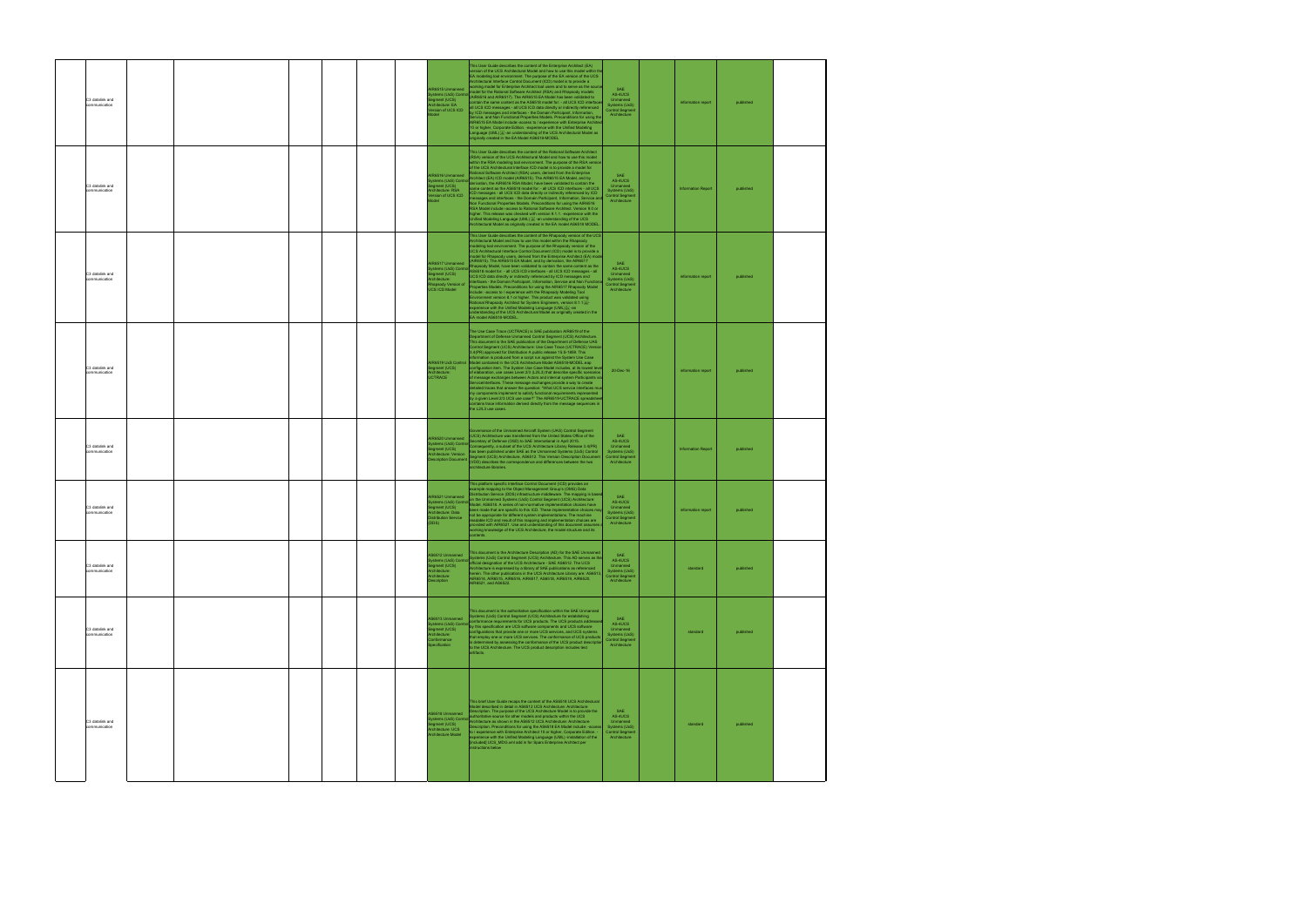| | | | | | | | | | | | | | | |
|---|---|---|---|---|---|---|---|---|---|---|---|---|---|---|
| | C3 datalink and communication | | | | | | | AIR6515 Unmanned Systems (UxS) Control Segment (UCS) Architecture: EA Version of UCS ICD Model | This User Guide describes the content of the Enterprise Architect (EA) version of the UCS Architectural Model and how to use this model within the EA modeling tool environment. The purpose of the EA version of the UCS Architectural Interface Control Document (ICD) model is to provide a working model for Enterprise Architect tool users and to serve as the source model for the Rational Software Architect (RSA) and Rhapsody models (AIR6516 and AIR6517). The AIR6515 EA Model has been validated to contain the same content as the AS6518 model for: - all UCS ICD interfaces - all UCS ICD messages - all UCS ICD data directly or indirectly referenced by ICD messages and interfaces - the Domain Participant, Information, Service, and Non Functional Properties Models. Preconditions for using the AIR6515 EA Model include: access to / experience with Enterprise Architect 10 or higher, Corporate Edition - experience with the Unified Modeling Language (UML) - an understanding of the UCS Architectural Model as originally created in the EA Model AS6518 MODEL. | SAE AS-4UCS Unmanned Systems (UAS) Control Segment Architecture | | information report | published | |
| | C3 datalink and communication | | | | | | | AIR6516 Unmanned Systems (UxS) Control Segment (UCS) Architecture: RSA Version of UCS ICD Model | This User Guide describes the content of the Rational Software Architect (RSA) version of the UCS Architectural Model and how to use this model within the RSA modeling tool environment. The purpose of the RSA version of the UCS Architectural Interface ICD model is to provide a model for Rational Software Architect (RSA) users, derived from the Enterprise Architect (EA) ICD model (AIR6515). The AIR6515 EA Model, and by derivation, the AIR6516 RSA Model, have been validated to contain the same content as the AS6518 model for: - all UCS ICD interfaces - all UCS ICD messages - all UCS ICD data directly or indirectly referenced by ICD messages and interfaces - the Domain Participant, Information, Service and Non Functional Properties Models. Preconditions for using the AIR6516 RSA Model include: access to Rational Software Architect, Version 9.0 or higher. This release was checked with version 9.1.1. - experience with the Unified Modeling Language (UML) - an understanding of the UCS Architectural Model as originally created in the EA model AS6518 MODEL. | SAE AS-4UCS Unmanned Systems (UAS) Control Segment Architecture | | Information Report | published | |
| | C3 datalink and communication | | | | | | | AIR6517 Unmanned Systems (UxS) Control Segment (UCS) Architecture: Rhapsody Version of UCS ICD Model | This User Guide describes the content of the Rhapsody version of the UCS Architectural Model and how to use this model within the Rhapsody modeling tool environment. The purpose of the Rhapsody version of the UCS Architectural Interface Control Document (ICD) model is to provide a model for Rhapsody users, derived from the Enterprise Architect (EA) model (AIR6515). The AIR6515 EA Model, and by derivation, the AIR6517 Rhapsody Model, have been validated to contain the same content as the AS6518 model for: - all UCS ICD interfaces - all UCS ICD messages - all UCS ICD data directly or indirectly referenced by ICD messages and interfaces - the Domain Participant, Information, Service and Non Functional Properties Models. Preconditions for using the AIR6517 Rhapsody Model include: access to / experience with the Rhapsody Modeling Tool Environment version 8.1 or higher. This product was validated using Rational Rhapsody Architect for System Engineers, version 8.1.1 - experience with the Unified Modeling Language (UML) - an understanding of the UCS Architectural Model as originally created in the EA model AS6518 MODEL. | SAE AS-4UCS Unmanned Systems (UAS) Control Segment Architecture | | information report | published | |
| | C3 datalink and communication | | | | | | | AIR6519 UxS Control Segment (UCS) Architecture: UCTRACE | The Use Case Trace (UCTRACE) is SAE publication AIR6519 of the Department of Defense Unmanned Control Segment (UCS) Architecture. This document is the SAE publication of the Department of Defense UAS Control Segment (UCS) Architecture: Use Case Trace (UCTRACE) Version 3.4(PR) approved for Distribution A public release 15-S-1859. This information is produced from a script run against the System Use Case Model contained in the UCS Architecture Model AS6518-MODEL.eap configuration item. The System Use Case Model includes, at its lowest level of elaboration, use cases Level 3/3 (L3/L3) that describe specific scenarios of message exchanges between Actors and internal system Participants via Service Interfaces. These message exchanges provide a way to create detailed traces that answer the question: "What UCS service interfaces must my components implement to satisfy functional requirements represented by a given Level 2/3 UCS use case?" The AIR6519 UCTRACE spreadsheet contains trace information derived directly from the message sequences at the L3/L3 use cases. | 20-Dec-16 | | information report | published | |
| | C3 datalink and communication | | | | | | | AIR6520 Unmanned Systems (UxS) Control Segment (UCS) Architecture: Version Description Document | Governance of the Unmanned Aircraft System (UAS) Control Segment (UCS) Architecture was transferred from the United States Office of the Secretary of Defense (OSD) to SAE International in April 2015. Consequently, a subset of the UCS Architecture Library Release 3.4(PR) has been published under SAE as the Unmanned Systems (UxS) Control Segment (UCS) Architecture, AS6512. This Version Description Document (VDD) describes the correspondence and differences between the two architecture libraries. | SAE AS-4UCS Unmanned Systems (UAS) Control Segment Architecture | | Information Report | published | |
| | C3 datalink and communication | | | | | | | AIR6521 Unmanned Systems (UxS) Control Segment (UCS) Architecture: Data Distribution Service (DDS) | This platform specific Interface Control Document (ICD) provides an example mapping to the Object Management Group's (OMG) Data Distribution Service (DDS) infrastructure middleware. The mapping is based on the Unmanned Systems (UxS) Control Segment (UCS) Architecture Model, AS6518. A series of non-normative implementation choices have been made that are specific to this ICD. These implementation choices may not be appropriate for different system implementations. The machine readable ICD and result of this mapping and implementation choices are provided with AIR6521. Use and understanding of this document assumes a working knowledge of the UCS Architecture, the model structure and its contents. | SAE AS-4UCS Unmanned Systems (UAS) Control Segment Architecture | | information report | published | |
| | C3 datalink and communication | | | | | | | AS6512 Unmanned Systems (UxS) Control Segment (UCS) Architecture: Architecture Description | This document is the Architecture Description (AD) for the SAE Unmanned Systems (UxS) Control Segment (UCS) Architecture. This AD serves as the official designation of the UCS Architecture - SAE AS6512. The UCS Architecture is expressed by a library of SAE publications as referenced herein. The other publications in the UCS Architecture Library are: AS6513, AIR6514, AIR6515, AIR6516, AIR6517, AS6518, AIR6519, AIR6520, AIR6521, and AS6522. | SAE AS-4UCS Unmanned Systems (UAS) Control Segment Architecture | | standard | published | |
| | C3 datalink and communication | | | | | | | AS6513 Unmanned Systems (UxS) Control Segment (UCS) Architecture: Conformance Specification | This document is the authoritative specification within the SAE Unmanned Systems (UxS) Control Segment (UCS) Architecture for establishing conformance requirements for UCS products. The UCS products addressed by this specification are UCS software components and UCS software configurations that provide one or more UCS services, and UCS systems that employ one or more UCS services. The conformance of UCS products is determined by assessing the conformance of the UCS product description to the UCS Architecture. The UCS product description includes test artifacts. | SAE AS-4UCS Unmanned Systems (UAS) Control Segment Architecture | | standard | published | |
| | C3 datalink and communication | | | | | | | AS6518 Unmanned Systems (UxS) Control Segment (UCS) Architecture: UCS Architecture Model | This brief User Guide recaps the content of the AS6518 UCS Architectural Model described in detail in AS6512 UCS Architecture: Architecture Description. The purpose of the UCS Architecture Model is to provide the authoritative source for other models and products within the UCS Architecture as shown in the AS6512 UCS Architecture: Architecture Description. Preconditions for using the AS6518 EA Model include: access to / experience with Enterprise Architect 10 or higher, Corporate Edition - experience with the Unified Modeling Language (UML) - installation of the [included] UCS_MDG.xml add-in for Sparx Enterprise Architect per instructions below. | SAE AS-4UCS Unmanned Systems (UAS) Control Segment Architecture | | standard | published | |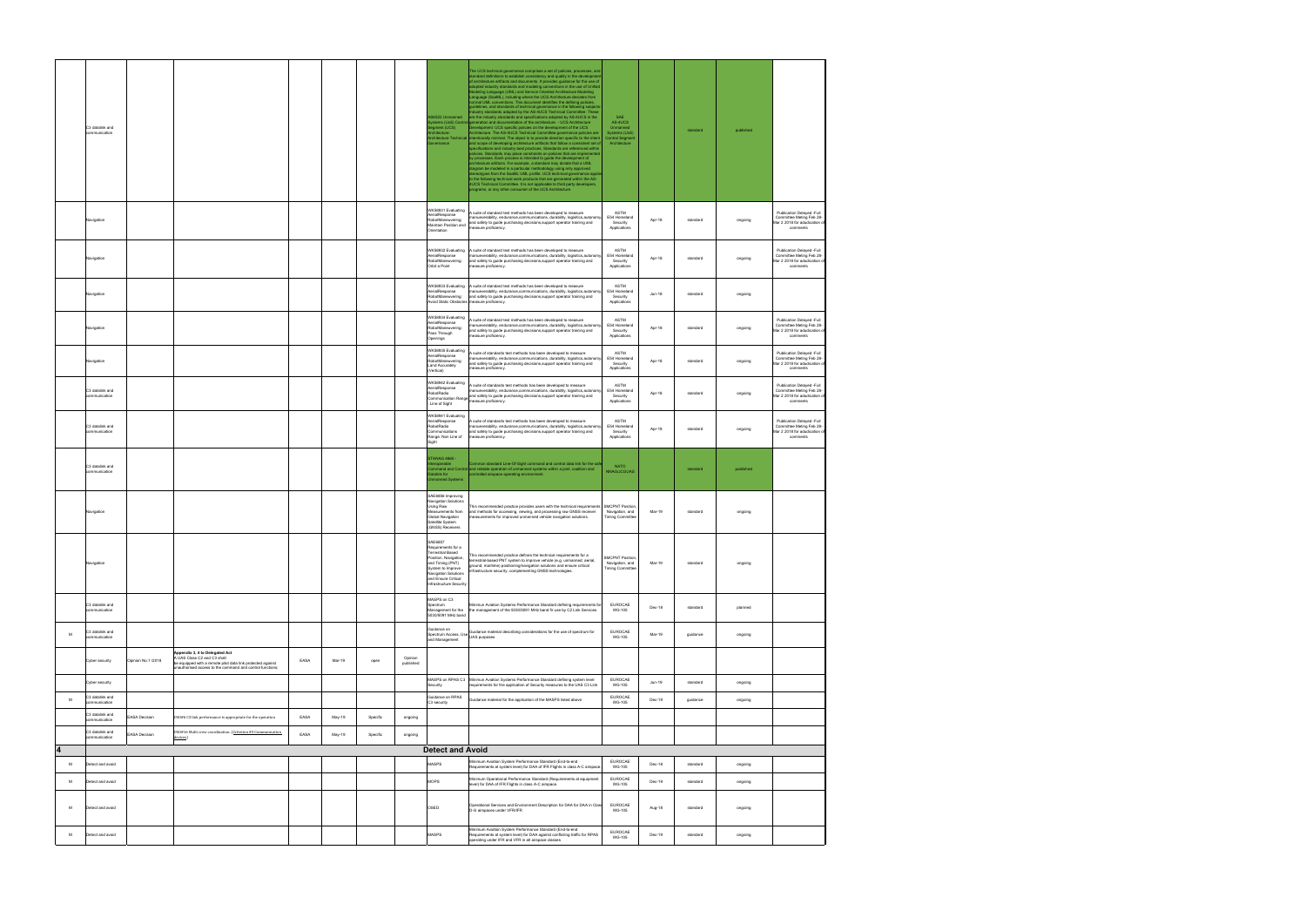|  |  |  |  |  |  |  |  |  |  |  |  |  |  |  |
|---|---|---|---|---|---|---|---|---|---|---|---|---|---|---|
|  | C3 datalink and communication |  |  |  |  |  |  | AS6522 Unmanned Systems (UxS) Control Segment (UCS) Architecture: Architecture Technical Governance | The UCS technical governance comprises a set of policies, processes, and standard definitions to establish consistency and quality in the development of architecture artifacts and documents. It provides guidance for the use of adopted industry standards and modeling conventions in the use of Unified Modeling Language (UML) and Service Oriented Architecture Modeling Language (SoaML), including where the UCS Architecture deviates from normal UML conventions. This document identifies the defining policies, guidelines, and standards of technical governance in the following subjects: industry standards adopted by the AS-4UCS Technical Committee. These are the industry standards and specifications adopted by AS-4UCS in the generation and documentation of the architecture. - UCS Architecture Development: UCS specific policies on the development of the UCS Architecture. The AS-4UCS Technical Committee governance policies are intentionally minimal. The object is to provide direction specific to the intent and scope of developing architecture artifacts that follow a consistent set of specifications and industry best practices. Standards are referenced within policies. Standards may place constraints on policies that are implemented by processes. Each process is intended to guide the development of architecture artifacts. For example, a standard may dictate that a UML diagram be modeled in a particular methodology using only approved stereotypes from the SoaML UML profile. UCS technical governance applies to the following technical work products that are generated within the AS-4UCS Technical Committee. It is not applicable to third party developers, programs, or any other consumer of the UCS Architecture. | SAE AS-4UCS Unmanned Systems (UAS) Control Segment Architecture |  | standard | published |  |
|  | Navigation |  |  |  |  |  |  | WK58931 Evaluating Aerial Response Robot Maneuvering: Maintain Position and Orientation | A suite of standard test methods has been developed to measure maneuverability, endurance,communications, durability, logistics,autonomy and safety to guide purchasing decisions,support operator training and measure proficiency. | ASTM E54 Homeland Security Applications | Apr-18 | standard | ongoing | Publication Delayed -Full Committee Meting Feb 28-Mar 2 2018 for adudication of comments |
|  | Navigation |  |  |  |  |  |  | WK58932 Evaluating Aerial Response Robot Maneuvering: Orbit a Point | A suite of standard test methods has been developed to measure maneuverability, endurance,communications, durability, logistics,autonomy and safety to guide purchasing decisions,support operator training and measure proficiency. | ASTM E54 Homeland Security Applications | Apr-18 | standard | ongoing | Publication Delayed -Full Committee Meting Feb 28-Mar 2 2018 for adudication of comments |
|  | Navigation |  |  |  |  |  |  | WK58933 Evaluating Aerial Response Robot Maneuvering: Avoid Static Obstacles | A suite of standard test methods has been developed to measure maneuverability, endurance,communications, durability, logistics,autonomy and safety to guide purchasing decisions,support operator training and measure proficiency. | ASTM E54 Homeland Security Applications | Jun-18 | standard | ongoing |  |
|  | Navigation |  |  |  |  |  |  | WK58934 Evaluating Aerial Response Robot Maneuvering: Pass Through Openings | A suite of standard test methods has been developed to measure maneuverability, endurance,communications, durability, logistics,autonomy and safety to guide purchasing decisions,support operator training and measure proficiency. | ASTM E54 Homeland Security Applications | Apr-18 | standard | ongoing | Publication Delayed -Full Committee Meting Feb 28-Mar 2 2018 for adudication of comments |
|  | Navigation |  |  |  |  |  |  | WK58935 Evaluating Aerial Response Robot Maneuvering: Land Accurately (Vertical) | A suite of standards test methods has been developed to measure maneuverability, endurance,communications, durability, logistics,autonomy and safety to guide purchasing decisions,support operator training and measure proficiency. | ASTM E54 Homeland Security Applications | Apr-18 | standard | ongoing | Publication Delayed -Full Committee Meting Feb 28-Mar 2 2018 for adudication of comments |
|  | C3 datalink and communication |  |  |  |  |  |  | WK58942 Evaluating Aerial Response Robot Radio Communication Range: Line of Sight | A suite of standards test methods has been developed to measure maneuverability, endurance,communications, durability, logistics,autonomy and safety to guide purchasing decisions,support operator training and measure proficiency. | ASTM E54 Homeland Security Applications | Apr-18 | standard | ongoing | Publication Delayed -Full Committee Meting Feb 28-Mar 2 2018 for adudication of comments |
|  | C3 datalink and communication |  |  |  |  |  |  | WK58941 Evaluating Aerial Response Robot Radio Communications Range: Non Line of Sight | A suite of standards test methods has been developed to measure maneuverability, endurance,communications, durability, logistics,autonomy and safety to guide purchasing decisions,support operator training and measure proficiency. | ASTM E54 Homeland Security Applications | Apr-18 | standard | ongoing | Publication Delayed -Full Committee Meting Feb 28-Mar 2 2018 for adudication of comments |
|  | C3 datalink and communication |  |  |  |  |  |  | STANAG 4660 - Interoperable Command and Control Datalink for Unmanned Systems | Common standard Line-Of-Sight command and control data link for the safe and reliable operation of unmanned systems within a joint, coalition and controlled airspace operating environment. | NATO NNAG/JCGUAS |  | standard | published |  |
|  | Navigation |  |  |  |  |  |  | SAE6856 Improving Navigation Solutions Using Raw Measurements from Global Navigation Satellite System (GNSS) Receivers | This recommended practice provides users with the technical requirements and methods for accessing, viewing, and processing raw GNSS receiver measurements for improved unmanned vehicle navigation solutions. | SMCPNT Position, Navigation, and Timing Committee | Mar-19 | standard | ongoing |  |
|  | Navigation |  |  |  |  |  |  | SAE6857 Requirements for a Terrestrial Based Position, Navigation and Timing (PNT) System to Improve Navigation Solutions and Ensure Critical Infrastructure Security | This recommended practice defines the technical requirements for a terrestrial-based PNT system to improve vehicle (e.g. unmanned, aerial, ground, maritime) positioning/navigation solutions and ensure critical infrastructure security, complementing GNSS technologies. | SMCPNT Position, Navigation, and Timing Committee | Mar-19 | standard | ongoing |  |
|  | C3 datalink and communication |  |  |  |  |  |  | MASPS on C3 Spectrum Management for the 5030/5091 MHz band | Minimum Aviation Systems Performance Standard defining requirements for the management of the 5030/5091 MHz band fir use by C3 Link Services | EUROCAE WG-105 | Dec-18 | standard | planned |  |
| M | C3 datalink and communication |  |  |  |  |  |  | Guidance on Spectrum Access, Use and Management | Guidance material describing considerations for the use of spectrum for UAS purposes | EUROCAE WG-105 | Mar-19 | guidance | ongoing |  |
|  | Cyber security | Opinion No.1/2018 | **Appendix 3, 4 to Delegated Act** A UAS Class C2 and C3 shall: be equipped with a remote pilot data link protected against unauthorised access to the command and control functions; | EASA | Mar-19 | open | Opinion published |  |  |  |  |  |  |  |
|  | Cyber security |  |  |  |  |  |  | MASPS on RPAS C3 Security | Minimum Aviation Systems Performance Standard defining system level requirements for the application of Security measures to the UAS C3 Link | EUROCAE WG-105 | Jan-19 | standard | ongoing |  |
| M | C3 datalink and communication |  |  |  |  |  |  | Guidance on RPAS C3 security | Guidance material for the application of the MASPS listed above | EUROCAE WG-105 | Dec-19 | guidance | ongoing |  |
|  | C3 datalink and communication | EASA Decision | OSO#5 C3 link performance is appropriate for the operation | EASA | May-19 | Specific | ongoing |  |  |  |  |  |  |  |
|  | C3 datalink and communication | EASA Decision | OSO#16 Multi crew coordination (Criterion #3 Communication devices) | EASA | May-19 | Specific | ongoing |  |  |  |  |  |  |  |
| **4** |  |  |  |  |  |  |  | **Detect and Avoid** |  |  |  |  |  |  |
| M | Detect and avoid |  |  |  |  |  |  | MASPS | Minimum Aviation System Performance Standard (End-to-end Requirements at system level) for DAA of IFR Flights in class A-C airspace | EUROCAE WG-105 | Dec-19 | standard | ongoing |  |
| M | Detect and avoid |  |  |  |  |  |  | MOPS | Minimum Operational Performance Standard (Requirements at equipment level) for DAA of IFR Flights in class A-C airspace | EUROCAE WG-105 | Dec-19 | standard | ongoing |  |
| M | Detect and avoid |  |  |  |  |  |  | OSED | Operational Services and Environment Description for DAA for DAA in Class D-G airspaces under VFR/IFR | EUROCAE WG-105 | Aug-18 | standard | ongoing |  |
| M | Detect and avoid |  |  |  |  |  |  | MASPS | Minimum Aviation System Performance Standard (End-to-end Requirements at system level) for DAA against conflicting traffic for RPAS operating under IFR and VFR in all airspace classes | EUROCAE WG-105 | Dec-19 | standard | ongoing |  |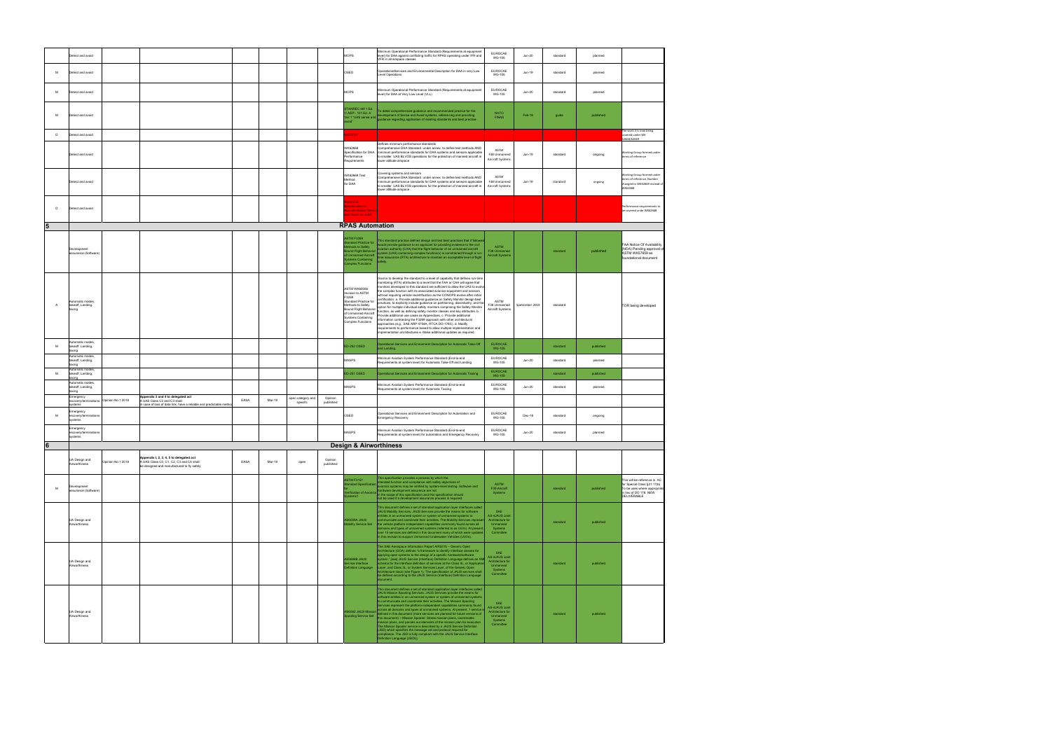| | Detect and avoid | | | | | | | MOPS | Minimum Operational Performance Standard (Requirements at equipment level) for DAA against conflicting traffic for RPAS operating under IFR and VFR in all airspace classes | EUROCAE WG-105 | Jun-20 | standard | planned | |
|---|---|---|---|---|---|---|---|---|---|---|---|---|---|---|
| M | Detect and avoid | | | | | | | OSED | Operational Services and Environmental Description for DAA in very Low Level Operations | EUROCAE WG-105 | Jun-19 | standard | planned | |
| M | Detect and avoid | | | | | | | MOPS | Minimum Operational Performance Standard (Requirements at equipment level) for DAA of Very Low Level (VLL) | EUROCAE WG-105 | Jun-20 | standard | planned | |
| M | Detect and avoid | | | | | | | STANREC 4811 Ed. 1/ AEP - 101 Ed. A Ver 1 "UAS sense and avoid" | To detail comprehensive guidance and recommended practice for the development of Sense and Avoid systems, referencing and providing guidance regarding application of existing standards and best practice. | NATO FINAS | Feb-19 | guide | published | |
| O | Detect and avoid | | | | | | | WK62668 | | | | | | The work it is now being covered under WK 62668/62669 |
| | Detect and avoid | | | | | | | WK62668 Specification for DAA Performance Requirements | Defines minimum performance standards Comprehensive DAA Standard under annex to define test methods AND minimum performance standards for DAA systems and sensors applicable to smaller UAS BLVOS operations for the protection of manned aircraft in lower altitude airspace | ASTM F38 Unmanned Aircraft Systems | Jun-19 | standard | ongoing | Working Group formed under terms of reference |
| | Detect and avoid | | | | | | | WK62669 Test Method for DAA | Covering systems and sensors Comprehensive DAA Standard under annex to define test methods AND minimum performance standards for DAA systems and sensors applicable to smaller UAS BLVOS operations for the protection of manned aircraft in lower altitude airspace | ASTM F38 Unmanned Aircraft Systems | Jun-19 | standard | ongoing | Working Group formed under terms of reference. Number changed to WK62669 instead of WK62668 |
| O | Detect and avoid | | | | | | | WK60478 Specification for Airborne Sensor Detect and Avoid for sUAS | | | | | | Performance requirements to be covered under WK62668 |
| **5** | | | | | | | | **RPAS Automation** | | | | | | |
| | Development assurance (Software) | | | | | | | ASTM F3269 Standard Practice for Methods to Safely Bound Flight Behavior of Unmanned Aircraft Systems Containing Complex Functions | This standard practice defines design and test best practices that if followed, would provide guidance to an applicant for providing evidence to the civil aviation authority (CAA) that the flight behavior of an unmanned aircraft system (UAS) containing complex function(s) is constrained through a run-time assurance (RTA) architecture to maintain an acceptable level of flight safety. | ASTM F38 Unmanned Aircraft Systems | | standard | published | FAA Notice Of Availability (NOA) Pending approval of ASTM WK57659 as foundational document |
| A | Automatic modes; takeoff, Landing, taxing | | | | | | | ASTM WK66056 revision to ASTM F3269 Standard Practice for Methods to Safely Bound Flight Behavior of Unmanned Aircraft Systems Containing Complex Functions | Goal is to develop the standard to a level of capability that defines run-time monitoring (RTA) attributes to a level that the FAA or CAA will agree that monitors developed to this standard are sufficient to allow the UAS to evolve the complex function with its associated avionics equipment and sensors without requiring vehicle recertification as the CONOPS evolve after initial certification. a. Provide additional guidance on Safety Monitor design best practices, to explicitly include guidance on partitioning, diversification, and the option for multiple individual safety monitors comprising the Safety Monitor function, as well as defining safety monitor classes and key attributes. b. Provide additional use cases as Appendices. c. Provide additional information contrasting the F3269 approach with other architectural approaches (e.g., SAE ARP 4754A, RTCA DO-178C). d. Modify requirements to performance based to allow multiple implementation and implementation architectures e. Make additional updates as required. | ASTM F38 Unmanned Aircraft Systems | September 2020 | standard | | TOR being developed |
| M | Automatic modes; takeoff, Landing, taxing | | | | | | | ED-262 OSED | Operational Services and Environment Description for Automatic Take-Off and Landing | EUROCAE WG-105 | | standard | published | |
| | Automatic modes; takeoff, Landing, taxing | | | | | | | MASPS | Minimum Aviation System Performance Standard (End-to-end Requirements at system level) for Automatic Take-Off and Landing | EUROCAE WG-105 | Jun-20 | standard | planned | |
| M | Automatic modes; takeoff, Landing, taxing | | | | | | | ED-261 OSED | Operational Services and Environment Description for Automatic Taxiing | EUROCAE WG-105 | | standard | published | |
| | Automatic modes; takeoff, Landing, taxing | | | | | | | MASPS | Minimum Aviation System Performance Standard (End-to-end Requirements at system level) for Automatic Taxiing | EUROCAE WG-105 | Jun-20 | standard | planned | |
| | Emergency recovery/terminations systems | Opinion No.1 2018 | Appendix 3 and 4 to delegated act A UAS Class C2 and C3 shall: in case of loss of data link, have a reliable and predictable method | EASA | Mar-19 | open category and specific | Opinion published | | | | | | | |
| M | Emergency recovery/terminations systems | | | | | | | OSED | Operational Services and Environment Description for Automation and Emergency Recovery | EUROCAE WG-105 | Dec-19 | standard | ongoing | |
| | Emergency recovery/terminations systems | | | | | | | MASPS | Minimum Aviation System Performance Standard (End-to-end Requirements at system level) for automation and Emergency Recovery | EUROCAE WG-105 | Jun-20 | standard | planned | |
| **6** | | | | | | | | **Design & Airworthiness** | | | | | | |
| | UA Design and Airworthiness | Opinion No.1 2018 | Appendix I, 2, 3, 4, 5 to delegated act A UAS Class C0, C1, C2, C3 and C4 shall: be designed and manufactured to fly safely. | EASA | Mar-19 | open | Opinion published | | | | | | | |
| M | Development assurance (Software) | | | | | | | ASTM F3153 Standard Specification for Verification of Avionics Systems | This specification provides a process by which the intended function and compliance with safety objectives of Avionics systems may be verified by system-level testing. Software and hardware development assurance are not in the scope of this specification and this specification should not be used if a development assurance process is required. | ASTM F39 Aircraft Systems | | standard | published | This will be reference in AC for Special Class §21.17(b). To be uses where appropriate in lieu of DO 178. NEW DELIVERABLE |
| | UA Design and Airworthiness | | | | | | | AS6009A JAUS Mobility Service Set | This document defines a set of standard application layer interfaces called JAUS Mobility Services. JAUS Services provide the means for software entities in an unmanned system or system of unmanned systems to communicate and coordinate their activities. The Mobility Services represent the vehicle platform-independent capabilities commonly found across all domains and types of unmanned systems (referred to as UxVs). At present, over 15 services are defined in this document many of which were updated in this revision to support Unmanned Underwater Vehicles (UUVs). | SAE AS-4JAUS Joint Architecture for Unmanned Systems Committee | | standard | published | |
| | UA Design and Airworthiness | | | | | | | AS5684B JAUS Service Interface Definition Language | The SAE Aerospace Information Report AIR5315 – Generic Open Architecture (GOA) defines "a framework to identify interface classes for applying open systems to the design of a specific hardware/software system." [see] JAUS Service (Interface) Definition Language defines an XML schema for the interface definition of services at the Class 4L, or Application Layer, and Class 3L, or System Services Layer, of the Generic Open Architecture stack (see Figure 1). The specification of JAUS services shall be defined according to the JAUS Service (Interface) Definition Language document. | SAE AS-4JAUS Joint Architecture for Unmanned Systems Committee | | standard | published | |
| | UA Design and Airworthiness | | | | | | | AS6062 JAUS Mission Spooling Service Set | This document defines a set of standard application layer interfaces called JAUS Mission Spooling Services. JAUS Services provide the means for software entities in an unmanned system or system of unmanned systems to communicate and coordinate their activities. The Mission Spooling Services represent the platform-independent capabilities commonly found across all domains and types of unmanned systems. At present, 1 service is defined in this document (more services are planned for future versions of this document): – Mission Spooler: Stores mission plans, coordinates mission plans, and parcels out elements of the mission plan for execution. The Mission Spooler service is described by a JAUS Service Definition (JSD) which specifies the message set and protocol required for compliance. The JSD is fully compliant with the JAUS Service Interface Definition Language (JSIDL). | SAE AS-4JAUS Joint Architecture for Unmanned Systems Committee | | standard | published | |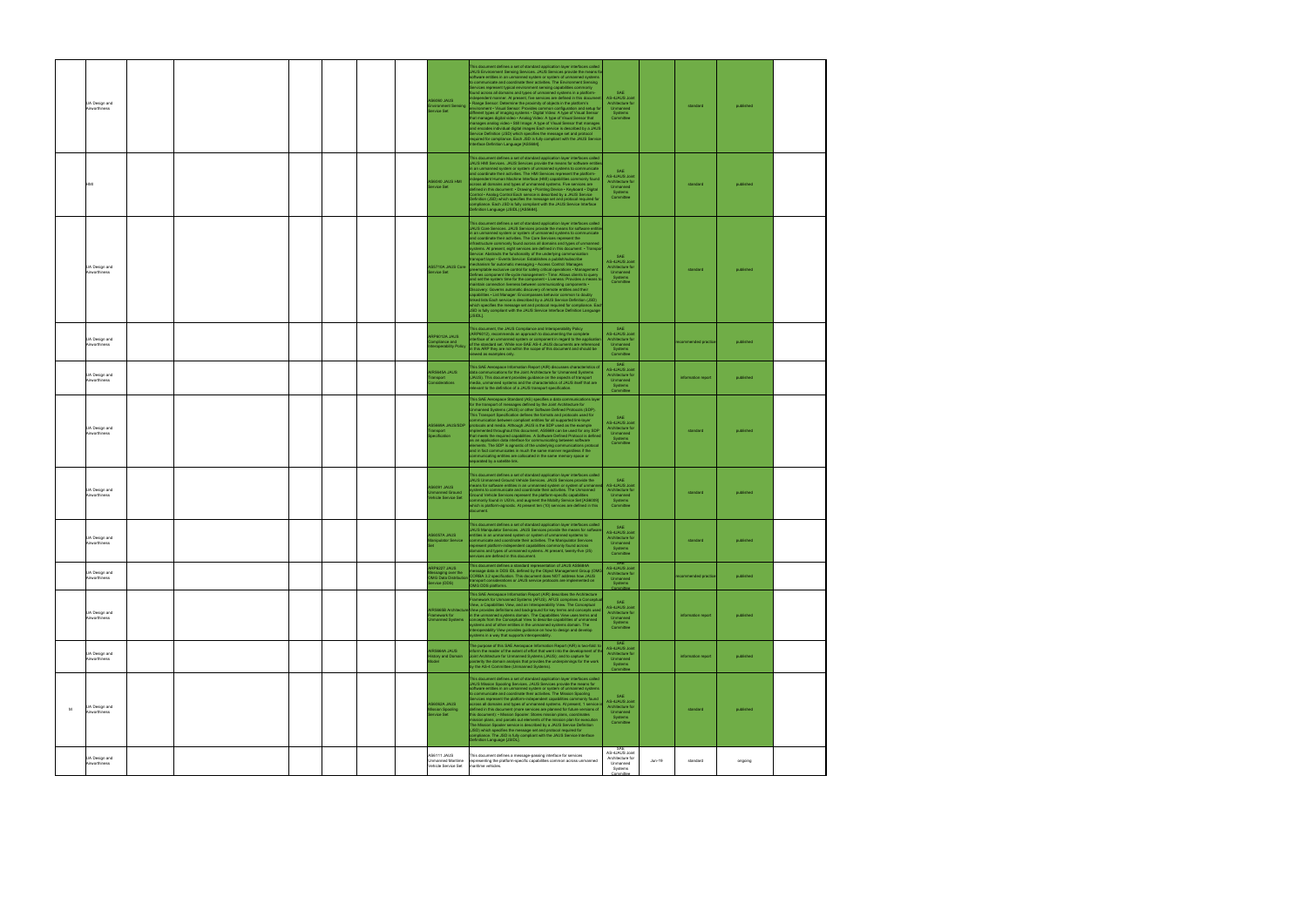| | | | | | | | | | | | | | |
|---|---|---|---|---|---|---|---|---|---|---|---|---|---|
| | UA Design and Airworthiness | | | | | | AS6060 JAUS Environment Sensing Service Set | This document defines a set of standard application layer interfaces called JAUS Environment Sensing Services. JAUS Services provide the means for software entities in an unmanned system or system of unmanned systems to communicate and coordinate their activities. The Environment Sensing Services represent typical environment sensing capabilities commonly found across all domains and types of unmanned systems in a platform-independent manner. At present, five services are defined in this document: • Range Sensor: Determine the proximity of objects in the platform's environment • Visual Sensor: Provides common configuration and setup for different types of imaging systems • Digital Video: A type of Visual Sensor that manages digital video • Analog Video: A type of Visual Sensor that manages analog video • Still Image: A type of Visual Sensor that manages and encodes individual digital images Each service is described by a JAUS Service Definition (JSD) which specifies the message set and protocol required for compliance. Each JSD is fully compliant with the JAUS Service Interface Definition Language (AS5684). | SAE AS-4JAUS Joint Architecture for Unmanned Systems Committee | | standard | published | |
| | HMI | | | | | | AS6040 JAUS HMI Service Set | This document defines a set of standard application layer interfaces called JAUS HMI Services. JAUS Services provide the means for software entities in an unmanned system or system of unmanned systems to communicate and coordinate their activities. The HMI Services represent the platform-independent Human Machine Interface (HMI) capabilities commonly found across all domains and types of unmanned systems. Five services are defined in this document: • Drawing • Pointing Device • Keyboard • Digital Control • Analog Control Each service is described by a JAUS Service Definition (JSD) which specifies the message set and protocol required for compliance. Each JSD is fully compliant with the JAUS Service Interface Definition Language (JSIDL) [AS5684]. | SAE AS-4JAUS Joint Architecture for Unmanned Systems Committee | | standard | published | |
| | UA Design and Airworthiness | | | | | | AS5710A JAUS Core Service Set | This document defines a set of standard application layer interfaces called JAUS Core Services. JAUS Services provide the means for software entities in an unmanned system or system of unmanned systems to communicate and coordinate their activities. The Core Services represent the infrastructure commonly found across all domains and types of unmanned systems. At present, eight services are defined in this document: • Transport Service: Abstracts the functionality of the underlying communication transport layer • Events Service: Establishes a publish/subscribe mechanism for automatic messaging • Access Control: Manages preemptable exclusive control for safety critical operations • Management: Defines component life-cycle management • Time: Allows clients to query and set the system time for the component • Liveness: Provides a means to maintain connection liveness between communicating components • Discovery: Governs automatic discovery of remote entities and their capabilities • List Manager: Encompasses behavior common to doubly linked lists Each service is described by a JAUS Service Definition (JSD) which specifies the message set and protocol required for compliance. Each JSD is fully compliant with the JAUS Service Interface Definition Language (JSIDL). | SAE AS-4JAUS Joint Architecture for Unmanned Systems Committee | | standard | published | |
| | UA Design and Airworthiness | | | | | | ARP6012A JAUS Compliance and Interoperability Policy | This document, the JAUS Compliance and Interoperability Policy (ARP6012), recommends an approach to documenting the complete interface of an unmanned system or component in regard to the application of the standard set. While non-SAE AS-4 JAUS documents are referenced in this ARP they are not within the scope of this document and should be viewed as examples only. | SAE AS-4JAUS Joint Architecture for Unmanned Systems Committee | | recommended practice | published | |
| | UA Design and Airworthiness | | | | | | AIR5645A JAUS Transport Considerations | This SAE Aerospace Information Report (AIR) discusses characteristics of data communications for the Joint Architecture for Unmanned Systems (JAUS). This document provides guidance on the aspects of transport media, unmanned systems and the characteristics of JAUS itself that are relevant to the definition of a JAUS transport specification. | SAE AS-4JAUS Joint Architecture for Unmanned Systems Committee | | information report | published | |
| | UA Design and Airworthiness | | | | | | AS5669A JAUS/SDP Transport Specification | This SAE Aerospace Standard (AS) specifies a data communications layer for the transport of messages defined by the Joint Architecture for Unmanned Systems (JAUS) or other Software Defined Protocols (SDP). This Transport Specification defines the formats and protocols used for communication between compliant entities for all supported link-layer protocols and media. Although JAUS is the SDP used as the example implemented throughout this document, AS5669 can be used for any SDP that meets the required capabilities. A Software Defined Protocol is defined as an application data interface for communicating between software elements. The SDP is agnostic of the underlying communications protocol and in fact communicates in much the same manner regardless if the communicating entities are collocated in the same memory space or separated by a satellite link. | SAE AS-4JAUS Joint Architecture for Unmanned Systems Committee | | standard | published | |
| | UA Design and Airworthiness | | | | | | AS6091 JAUS Unmanned Ground Vehicle Service Set | This document defines a set of standard application layer interfaces called JAUS Unmanned Ground Vehicle Services. JAUS Services provide the means for software entities in an unmanned system or system of unmanned systems to communicate and coordinate their activities. The Unmanned Ground Vehicle Services represent the platform-specific capabilities commonly found in UGVs, and augment the Mobility Service Set [AS6009] which is platform-agnostic. At present ten (10) services are defined in this document. | SAE AS-4JAUS Joint Architecture for Unmanned Systems Committee | | standard | published | |
| | UA Design and Airworthiness | | | | | | AS6057A JAUS Manipulator Service Set | This document defines a set of standard application layer interfaces called JAUS Manipulator Services. JAUS Services provide the means for software entities in an unmanned system or system of unmanned systems to communicate and coordinate their activities. The Manipulator Services represent platform-independent capabilities commonly found across domains and types of unmanned systems. At present, twenty-five (25) services are defined in this document. | SAE AS-4JAUS Joint Architecture for Unmanned Systems Committee | | standard | published | |
| | UA Design and Airworthiness | | | | | | ARP6227 JAUS Messaging over the OMG Data Distribution Service (DDS) | This document defines a standard representation of JAUS AS5684A message data in DDS IDL defined by the Object Management Group (OMG) CORBA 3.2 specification. This document does NOT address how JAUS transport considerations or JAUS service protocols are implemented on OMG DDS platforms. | SAE AS-4JAUS Joint Architecture for Unmanned Systems Committee | | recommended practice | published | |
| | UA Design and Airworthiness | | | | | | AIR5665B Architecture Framework for Unmanned Systems | This SAE Aerospace Information Report (AIR) describes the Architecture Framework for Unmanned Systems (AFUS). AFUS comprises a Conceptual View, a Capabilities View, and an Interoperability View. The Conceptual View provides definitions and background for key terms and concepts used in the unmanned systems domain. The Capabilities View uses terms and concepts from the Conceptual View to describe capabilities of unmanned systems and of other entities in the unmanned systems domain. The Interoperability View provides guidance on how to design and develop systems in a way that supports interoperability. | SAE AS-4JAUS Joint Architecture for Unmanned Systems Committee | | information report | published | |
| | UA Design and Airworthiness | | | | | | AIR5664A JAUS History and Domain Model | The purpose of this SAE Aerospace Information Report (AIR) is twofold: to inform the reader of the extent of effort that went into the development of the Joint Architecture for Unmanned Systems (JAUS), and to capture for posterity the domain analysis that provides the underpinnings for the work by the AS-4 Committee (Unmanned Systems). | SAE AS-4JAUS Joint Architecture for Unmanned Systems Committee | | information report | published | |
| M | UA Design and Airworthiness | | | | | | AS6062A JAUS Mission Spooling Service Set | This document defines a set of standard application layer interfaces called JAUS Mission Spooling Services. JAUS Services provide the means for software entities in an unmanned system or system of unmanned systems to communicate and coordinate their activities. The Mission Spooling Services represent the platform-independent capabilities commonly found across all domains and types of unmanned systems. At present, 1 service is defined in this document (more services are planned for future versions of this document): • Mission Spooler: Stores mission plans, coordinates mission plans, and parcels out elements of the mission plan for execution The Mission Spooler service is described by a JAUS Service Definition (JSD) which specifies the message set and protocol required for compliance. The JSD is fully compliant with the JAUS Service Interface Definition Language (JSIDL). | SAE AS-4JAUS Joint Architecture for Unmanned Systems Committee | | standard | published | |
| | UA Design and Airworthiness | | | | | | AS6111 JAUS Unmanned Maritime Vehicle Service Set | This document defines a message-passing interface for services representing the platform-specific capabilities common across unmanned maritime vehicles. | SAE AS-4JAUS Joint Architecture for Unmanned Systems Committee | Jun-19 | standard | ongoing | |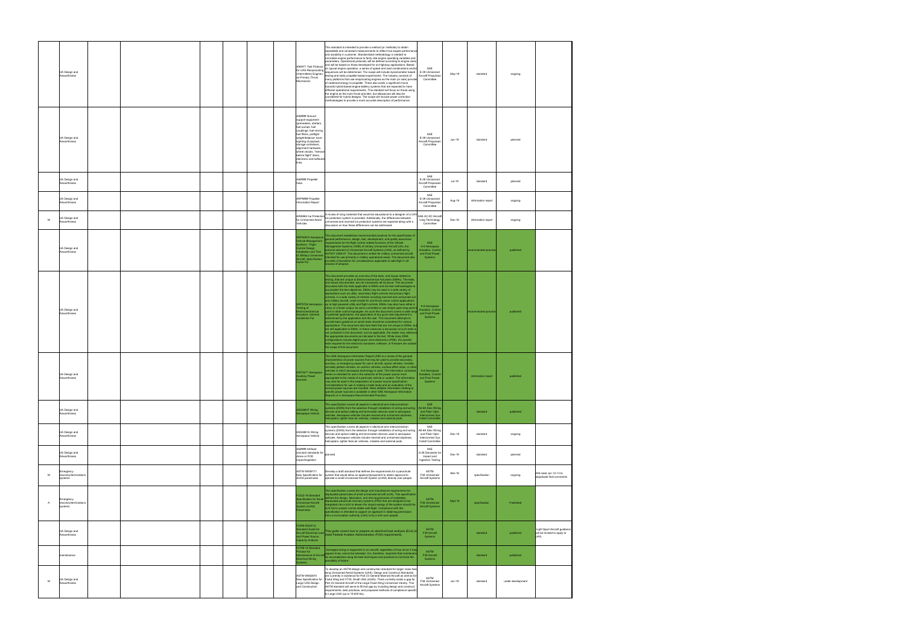| | UA Design and Airworthiness | | | | | | | | AS6971 Test Protocol for UAS Reciprocating (Intermittent) Engines as Primary Thrust Mechanism | This standard is intended to provide a method (or methods) to obtain repeatable and consistent measurements to reflect true engine performance and durability in customer. Standardized methodology is needed to normalize engine performance to fairly rate engine operating variables and parameters. Operational protocols will be defined according to engine class and will be based on those developed for on-highway applications. Based on typical engine operation, a series of speed and load combinations and/or sequences will be determined. The scope will include dynamometer based testing and static propeller-based experiments. The industry consists of many platforms that use reciprocating engines as the main (or sole) provider of rotational energy to propeller. There also exists a significant move towards hybrid-based engine-battery systems that are expected to have different operational requirements. This standard will focus on those using the engine as the main thrust provider, but allowances will also be considered for hybrid designs. The scope will include power correction methodologies to provide a more accurate description of performance. | SAE E-39 Unmanned Aircraft Propulsion Committee | May-19 | standard | ongoing | |
|---|---|---|---|---|---|---|---|---|---|---|---|---|---|---|---|---|
| | UA Design and Airworthiness | | | | | | | | AS6### Ground support equipment (generators, starters, fuel pumps, fuel couplings, fuel mixing, fuel filters, preflight weight/balance, bore-sighting of payload, storage containers, alignment hardware, wheel chocks, "remove before flight" items, electronic and software links. | | SAE E-39 Unmanned Aircraft Propulsion Committee | Jan-19 | standard | planned | |
| | UA Design and Airworthiness | | | | | | | | AS6### Propeller hubs | | SAE E-39 Unmanned Aircraft Propulsion Committee | Jul-19 | standard | planned | |
| | UA Design and Airworthiness | | | | | | | | ARP6### Propeller Information Report | | SAE E-39 Unmanned Aircraft Propulsion Committee | Aug-19 | information report | ongoing | |
| M | UA Design and Airworthiness | | | | | | | | AIR6962 Ice Protection for Unmanned Aerial Vehicles | A review of icing materials that would be educational to a designer of a UAV ice protection system is provided. Additionally, the differences between unmanned and manned ice protection systems are explored along with a discussion on how these differences can be addressed. | SAE AC-9C Aircraft Icing Technology Committee | Dec-18 | information report | ongoing | |
| | UA Design and Airworthiness | | | | | | | | ARP94910 Aerospace - Vehicle Management Systems - Flight Control Design, Installation and Test of, Military Unmanned Aircraft, Specification Guide For | This document establishes recommended practices for the specification of general performance, design, test, development, and quality assurance requirements for the flight control related functions of the Vehicle Management Systems (VMS) of military Unmanned Aircraft (UA), the airborne element of Unmanned Aircraft Systems (UAS), as defined by ASTM F 2395-07. The document is written for military unmanned aircraft intended for use primarily in military operational areas. The document also provides a foundation for considerations applicable to safe flight in all classes of airspace. | SAE A-6 Aerospace Actuation, Control and Fluid Power Systems | | recommended practice | published | |
| | UA Design and Airworthiness | | | | | | | | ARP5724 Aerospace - Testing of Electromechanical Actuators, General Guidelines For | This document provides an overview of the tests, and issues related to testing, that are unique to Electromechanical Actuators (EMAs). The tests, and issues documented, are not necessarily all-inclusive. This document discusses both the tests applicable to EMAs and the test methodologies to accomplish the test objectives. EMAs may be used in a wide variety of applications such as utility, secondary flight controls and primary flight controls, in a wide variety of markets including manned and unmanned civil and military aircraft, small missile fin and thrust vector control applications up to high powered utility and flight controls. EMAs may also have either a rotary or a linear output, be servo controlled or use simple open loop control point or other control topologies. As such this document covers a wide range of potential applications, the application of any given test requirement is determined by the application and the user. This document attempts to provide basic guidance on which tests should be considered for various applications. This document also lists tests that are not unique to EMAs, but are still applicable to EMAs. In these instances a discussion of such tests is not contained in this document, and as applicable, the reader may reference the appropriate documents as indicated in the text. While many EMA configurations include digital power drive electronics (PDE), the specific tests required for the electronic hardware, software, or firmware are outside the scope of this document. | A-6 Aerospace Actuation, Control and Fluid Power Systems | | recommended practice | published | |
| | UA Design and Airworthiness | | | | | | | | AIR744™ Aerospace Auxiliary Power Sources | This SAE Aerospace Information Report (AIR) is a review of the general characteristics of power sources that may be used to provide secondary, auxiliary, or emergency power for use in aircraft, space vehicles, missiles, remotely piloted vehicles, air cushion vehicles, surface effect ships, or other vehicles in which aerospace technology is used. The information contained herein is intended for use in the selection of the power source most appropriate to the needs of a particular vehicle or system. The information may also be used in the preparation of a power source specification. Considerations for use in making a trade study and an evaluation of the several power sources are included. More detailed information relating to specific power sources is available in other SAE Aerospace Information Reports or in Aerospace Recommended Practices. | A-6 Aerospace Actuation, Control and Fluid Power Systems | | information report | published | |
| | UA Design and Airworthiness | | | | | | | | AS50881F Wiring Aerospace Vehicle | This specification covers all aspects in electrical wire interconnection systems (EWIS) from the selection through installation of wiring and wiring devices and optical cabling and termination devices used in aerospace vehicles. Aerospace vehicles include manned and unmanned airplanes, helicopters, lighter-than-air vehicles, missiles and external pods. | SAE AE-8A Elec Wiring and Fiber Optic Interconnect Sys Install Committee | | standard | published | |
| | UA Design and Airworthiness | | | | | | | | AS50881G Wiring Aerospace Vehicle | This specification covers all aspects in electrical wire interconnection systems (EWIS) from the selection through installation of wiring and wiring devices and optical cabling and termination devices used in aerospace vehicles. Aerospace vehicles include manned and unmanned airplanes, helicopters, lighter-than-air vehicles, missiles and external pods. | SAE AE-8A Elec Wiring and Fiber Optic Interconnect Sys Install Committee | Dec-18 | standard | ongoing | |
| | UA Design and Airworthiness | | | | | | | | AS6### Artificial simulant standards for drone or FOD impact/ingestion | planned | SAE G-28 Simulants for Impact and Ingestion Testing | Dec-19 | standard | planned | |
| M | Emergency recovery/termination systems | | | | | | | | ASTM WK58171 New Specification for SUAS parachutes | Develop a draft standard that defines the requirements for a parachute system that would allow an applicant/proponent to obtain approval to operate a small Unmanned Aircraft System (sUAS) directly over people. | ASTM F38 Unmanned Aircraft Systems | Mar-18 | specification | ongoing | Will meet Jan 12-13 to adjudicate final comments |
| A | Emergency recovery/termination systems | | | | | | | | F3322-18 Standard Specification for Small Unmanned Aircraft System (sUAS) Parachutes | This specification covers the design and manufacture requirements for deployable parachutes of small unmanned aircraft (sUA). This specification defines the design, fabrication, and test requirements of installable, deployable parachute recovery systems (PRS) that are designed to be integrated into a sUA to lessen the impact energy of the system should the sUA fail to sustain normal stable safe flight. Compliance with this specification is intended to support an applicant in obtaining permission from a civil aviation authority (CAA) to fly a sUA over people. | ASTM F38 Unmanned Aircraft Systems | Sept-18 | specification | Published | |
| | UA Design and Airworthiness | | | | | | | | F2490-05(2013) Standard Guide for Aircraft Electrical Load and Power Source Capacity Analysis | This guide covers how to prepare an electrical load analysis (ELA) to meet Federal Aviation Administration (FAA) requirements. | ASTM F39 Aircraft Systems | | standard | published | Light Sport Aircraft guidance will be revised to apply to UAS. |
| | maintenance | | | | | | | | F2799-14 Standard Practice for Maintenance of Aircraft Electrical Wiring Systems | Damaged wiring or equipment in an aircraft, regardless of how minor it may appear to be, cannot be tolerated. It is, therefore, important that maintenance be accomplished using the best techniques and practices to minimize the possibility of failure. | ASTM F39 Aircraft Systems | | standard | published | |
| M | UA Design and Airworthiness | | | | | | | | ASTM WK62670 New Specification for Large UAS Design and Construction | To develop an ASTM design and construction standard for larger mass fixed wing Unmanned Aerial Systems (UAS). Design and Construct Standards are currently in existence for Part 23 General Manned Aircraft as well as for Fixed Wing and VTOL Small UAS (sUAS). There currently exists a gap for Part 23 General Aircraft of the Large Fixed Wing Unmanned Variety. This ASTM standard will serve to fill that gap by including design and construct requirements, best practices, and proposed methods of compliance specific to Large UAS (up to 19,000 lbs). | ASTM F38 Unmanned Aircraft Systems | Jun-19 | standard | under development | |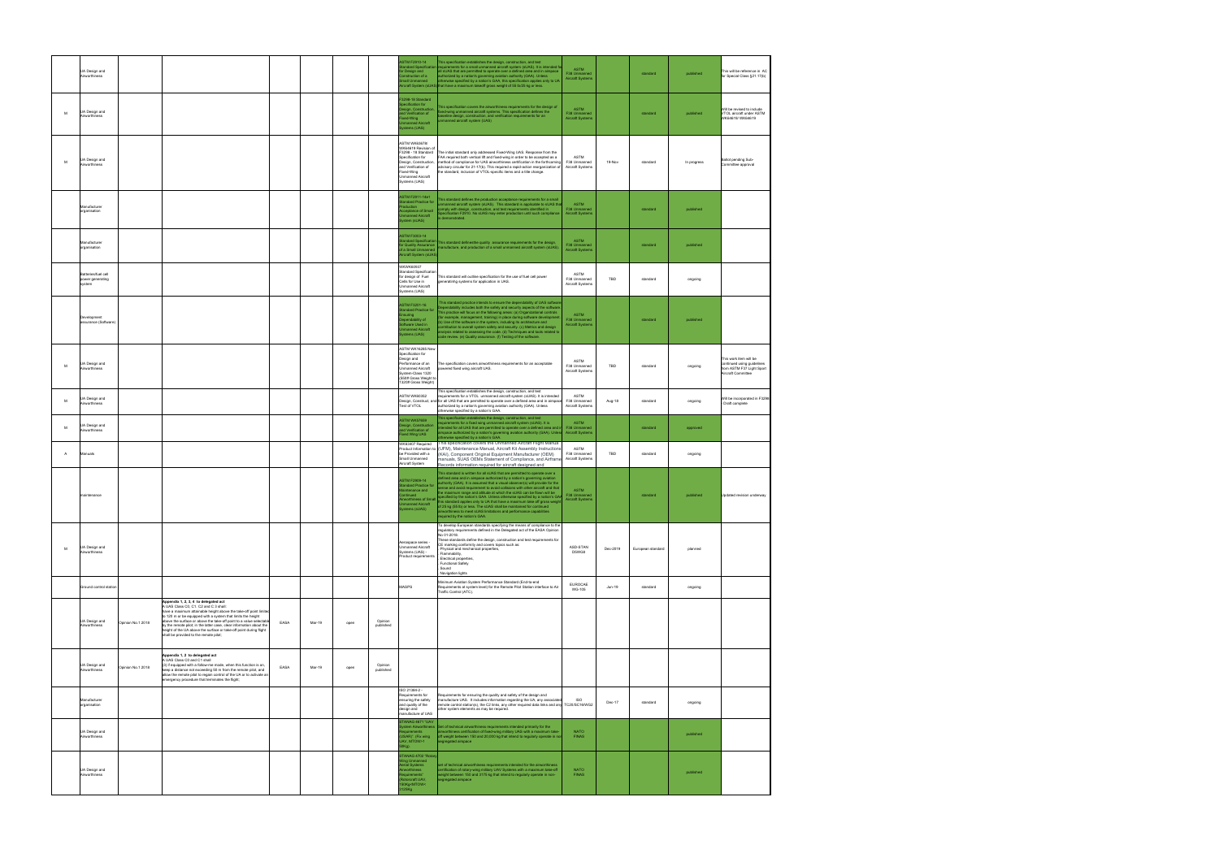| | | | | | | | | | | | | | | |
|---|---|---|---|---|---|---|---|---|---|---|---|---|---|---|
| | UA Design and Airworthiness | | | | | | | ASTM F2910-14 Standard Specification for Design and Construction of a Small Unmanned Aircraft System (sUAS) | This specification establishes the design, construction, and test requirements for a small unmanned aircraft system (sUAS). It is intended for all sUAS that are permitted to operate over a defined area and in airspace authorized by a nation's governing aviation authority (GAA). Unless otherwise specified by a nation's GAA, this specification applies only to UA that have a maximum takeoff gross weight of 55 lb/25 kg or less. | ASTM F38 Unmanned Aircraft Systems | | standard | published | This will be reference in AC for Special Class §21.17(b) |
| M | UA Design and Airworthiness | | | | | | | F3298-19 Standard Specification for Design, Construction, and Verification of Fixed-Wing Unmanned Aircraft Systems (UAS) | This specification covers the airworthiness requirements for the design of fixed-wing unmanned aircraft systems. This specification defines the baseline design, construction, and verification requirements for an unmanned aircraft system (UAS). | ASTM F38 Unmanned Aircraft Systems | | standard | published | Will be revised to include VTOL aircraft under ASTM WK64619/ WK64619 |
| M | UA Design and Airworthiness | | | | | | | ASTM WK63678/ WK64619 Revision of F3298 - 19 Standard Specification for Design, Construction, and Verification of Fixed-Wing Unmanned Aircraft Systems (UAS) | The initial standard only addressed Fixed-Wing UAS. Response from the FAA required both vertical lift and fixed-wing in order to be accepted as a method of compliance for UAS airworthiness certification in the forthcoming advisory circular for 21-17(b). This required a rapid-action reorganization of the standard, inclusion of VTOL-specific items and a title change. | ASTM F38 Unmanned Aircraft Systems | 19-Nov | standard | In progress | Ballot pending Sub-Committee approval |
| | Manufacturer organization | | | | | | | ASTM F2911-14e1 Standard Practice for Production Acceptance of Small Unmanned Aircraft System (sUAS) | This standard defines the production acceptance requirements for a small unmanned aircraft system (sUAS). This standard is applicable to sUAS that comply with design, construction, and test requirements identified in Specification F2910. No sUAS may enter production until such compliance is demonstrated. | ASTM F38 Unmanned Aircraft Systems | | standard | published | |
| | Manufacturer organization | | | | | | | ASTM F3003-14 Standard Specification for Quality Assurance of a Small Unmanned Aircraft System (sUAS) | This standard defines the quality assurance requirements for the design, manufacture, and production of a small unmanned aircraft system (sUAS). | ASTM F38 Unmanned Aircraft Systems | | standard | published | |
| | Batteries/fuel cell power generating system | | | | | | | WK60937 Standard Specification for design of Fuel Cells for Use in Unmanned Aircraft Systems (UAS) | This standard will outline specification for the use of fuel cell power generating systems for application in UAS. | ASTM F38 Unmanned Aircraft Systems | TBD | standard | ongoing | |
| | Development assurance (Software) | | | | | | | ASTM F3201-16 Standard Practice for Ensuring Dependability of Software Used in Unmanned Aircraft Systems (UAS) | This standard practice intends to ensure the dependability of UAS software. Dependability includes both the safety and security aspects of the software. This practice will focus on the following areas: (a) Organizational controls (for example, management, training) in place during software development. (b) Use of the software in the system, including its architecture and contribution to overall system safety and security. (c) Metrics and design analysis related to assessing the code. (d) Techniques and tools related to code review. (e) Quality assurance. (f) Testing of the software. | ASTM F38 Unmanned Aircraft Systems | | standard | published | |
| M | UA Design and Airworthiness | | | | | | | ASTM WK16285 New Specification for Design and Performance of an Unmanned Aircraft System-Class 1320 (55lb Gross Weight to 1320lb Gross Weight) | The specification covers airworthiness requirements for an acceptable powered fixed wing aircraft UAS. | ASTM F38 Unmanned Aircraft Systems | TBD | standard | ongoing | This work item will be continued using guidelines from ASTM F37 Light Sport Aircraft Committee |
| M | UA Design and Airworthiness | | | | | | | ASTM WK60352 Design, Construct, and Test of VTOL | This specification establishes the design, construction, and test requirements for a VTOL unmanned aircraft system (sUAS). It is intended for all UAS that are permitted to operate over a defined area and in airspace authorized by a nation's governing aviation authority (GAA). Unless otherwise specified by a nation's GAA. | ASTM F38 Unmanned Aircraft Systems | Aug-18 | standard | ongoing | Will be incorporated in F3298 - Draft complete |
| M | UA Design and Airworthiness | | | | | | | ASTM WK57659 Design, Construction and Verification of Fixed Wing UAS | This specification establishes the design, construction, and test requirements for a fixed wing unmanned aircraft system (sUAS). It is intended for all UAS that are permitted to operate over a defined area and in airspace authorized by a nation's governing aviation authority (GAA). Unless otherwise specified by a nation's GAA. | ASTM F38 Unmanned Aircraft Systems | | standard | approved | |
| A | Manuals | | | | | | | WK63407 Required Product Information to be Provided with a Small Unmanned Aircraft System | This specification covers the Unmanned Aircraft Flight Manual (UFM), Maintenance Manual, Aircraft Kit Assembly Instructions (KAI), Component Original Equipment Manufacturer (OEM) manuals, SUAS OEMs Statement of Compliance, and Airframe Records information required for aircraft designed and | ASTM F38 Unmanned Aircraft Systems | TBD | standard | ongoing | |
| | Maintenance | | | | | | | ASTM F2909-14 Standard Practice for Maintenance and Continued Airworthiness of Small Unmanned Aircraft Systems (sUAS) | This standard is written for all sUAS that are permitted to operate over a defined area and in airspace authorized by a nation's governing aviation authority (GAA). It is assumed that a visual observer(s) will provide for the sense and avoid requirement to avoid collisions with other aircraft and that the maximum range and altitude at which the sUAS can be flown will be specified by the nation's GAA. Unless otherwise specified by a nation's GAA this standard applies only to UA that have a maximum take off gross weight of 25 kg (55 lb) or less. The sUAS shall be maintained for continued airworthiness to meet sUAS limitations and performance capabilities required by the nation's GAA. | ASTM F38 Unmanned Aircraft Systems | | standard | published | Updated revision underway |
| M | UA Design and Airworthiness | | | | | | | Aerospace series - Unmanned Aircraft Systems (UAS) - Product requirements | To develop European standards specifying the means of compliance to the regulatory requirements defined in the Delegated act of the EASA Opinion No.01-2018. These standards define the design, construction and test requirements for CE marking conformity and covers topics such as: - Physical and mechanical properties, - Flammability, - Electrical properties, - Functional Safety, - Sound, - Navigation lights. | ASD-STAN D5WG8 | Dec-2019 | European standard | planned | |
| | Ground control station | | | | | | | MASPS | Minimum Aviation System Performance Standard (End-to-end Requirements at system level) for the Remote Pilot Station interface to Air Traffic Control (ATC). | EUROCAE WG-105 | Jun-19 | standard | ongoing | |
| | UA Design and Airworthiness | Opinion No.1 2018 | **Appendix 1, 2, 3, 4 to delegated act** A UAS Class C3, C1, C2 and C 3 shall: have a maximum attainable height above the take-off point limited to 120 m or be equipped with a system that limits the height above the surface or above the take-off point to a value selectable by the remote pilot. In the latter case, clear information about the height of the UA above the surface or take-off point during flight shall be provided to the remote pilot; | EASA | Mar-19 | open | Opinion published | | | | | | | |
| | UA Design and Airworthiness | Opinion No.1 2018 | **Appendix 1, 2 to delegated act** A UAS Class C0 and C1 shall: (3) if equipped with a follow-me mode, when this function is on, keep a distance not exceeding 50 m from the remote pilot, and allow the remote pilot to regain control of the UA or to activate an emergency procedure that terminates the flight; | EASA | Mar-19 | open | Opinion published | | | | | | | |
| | Manufacturer organization | | | | | | | ISO 21384-2 - Requirements for ensuring the safety and quality of the design and manufacture of UAS | Requirements for ensuring the quality and safety of the design and manufacture UAS. It includes information regarding the UA, any associated remote control station(s), the C2 links, any other required data links and any other system elements as may be required. | ISO TC20/SC16/WG2 | Dec-17 | standard | ongoing | |
| | UA Design and Airworthiness | | | | | | | STANAG 4671 "UAV System Airworthiness Requirements (USAR)" (For fixed wing UAV, MTOW>150Kg) | Set of technical airworthiness requirements intended primarily for the airworthiness certification of fixed-wing military UAS with a maximum take-off weight between 150 and 20,000 kg that intend to regularly operate in non segregated airspace | NATO FINAS | | | published | |
| | UA Design and Airworthiness | | | | | | | STANAG 4702 "Rotary Wing Unmanned Aerial Systems Airworthiness Requirements" (Rotorcraft UAV, 150Kg<MTOW<3175Kg) | Set of technical airworthiness requirements intended for the airworthiness certification of rotary-wing military UAV Systems with a maximum take-off weight between 150 and 3175 kg that intend to regularly operate in non-segregated airspace | NATO FINAS | | | published | |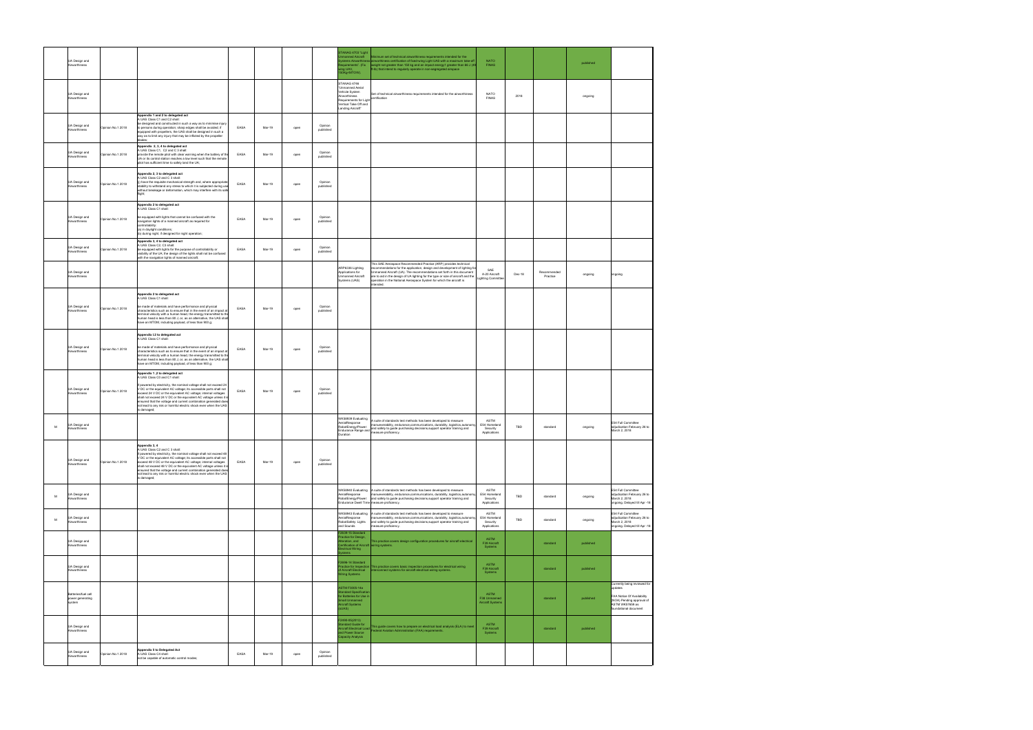| | UA Design and Airworthiness | | | | | | | STANAG 4703 "Light Unmanned Aircraft Systems Airworthiness Requirements" (Fixed wing UAV, 150Kg-MTOW) | Minimum set of technical airworthiness requirements intended for the airworthiness certification of fixed-wing Light UAS with a maximum take-off weight not greater than 150 kg and an impact energy† greater than 66 J (49 ft-lb) that intend to regularly operate in non-segregated airspace | NATO FINAS | | | published | |
|---|---|---|---|---|---|---|---|---|---|---|---|---|---|---|
| | UA Design and Airworthiness | | | | | | | STANAG 4746 "Unmanned Aerial Vehicle System Airworthiness Requirements for Light Vertical Take Off and Landing Aircraft" | Set of technical airworthiness requirements intended for the airworthiness certification | NATO FINAS | 2018 | | ongoing | |
| | UA Design and Airworthiness | Opinion No.1 2018 | **Appendix 1 and 2 to delegated act** A UAS Class C1 and C2 shall: be designed and constructed in such a way as to minimise injury to persons during operation; sharp edges shall be avoided; if equipped with propellers, the UAS shall be designed in such a way as to limit any injury that may be inflicted by the propeller blades; | EASA | Mar-19 | open | Opinion published | | | | | | | |
| | UA Design and Airworthiness | Opinion No.1 2018 | **Appendix 2, 3, 4 to delegated act** A UAS Class C1, C2 and C 3 shall: provide the remote pilot with clear warning when the battery of the UA or its control station reaches a low level such that the remote pilot has sufficient time to safely land the UA; | EASA | Mar-19 | open | Opinion published | | | | | | | |
| | UA Design and Airworthiness | Opinion No.1 2018 | **Appendix 2, 3 to delegated act** A UAS Class C2 and C 3 shall: (j) have the requisite mechanical strength and, where appropriate stability to withstand any stress to which it is subjected during use without breakage or deformation, which may interfere with its safe flight. | EASA | Mar-19 | open | Opinion published | | | | | | | |
| | UA Design and Airworthiness | Opinion No.1 2018 | **Appendix 2 to delegated act** A UAS Class C1 shall: be equipped with lights that cannot be confused with the navigation lights of a manned aircraft as required for controllability: (a) in daylight conditions; (b) during night, if designed for night operation. | EASA | Mar-19 | open | Opinion published | | | | | | | |
| | UA Design and Airworthiness | Opinion No.1 2018 | **Appendix 3, 4 to delegated act** A UAS Class C2, C3 shall: be equipped with lights for the purpose of controllability or visibility of the UA; the design of the lights shall not be confused with the navigation lights of manned aircraft | EASA | Mar-19 | open | Opinion published | | | | | | | |
| | UA Design and Airworthiness | | | | | | | ARP6336 Lighting Applications for Unmanned Aircraft Systems (UAS) | This SAE Aerospace Recommended Practice (ARP) provides technical recommendations for the application, design and development of lighting for Unmanned Aircraft (UA). The recommendations set forth in this document are to aid in the design of UA lighting for the type or size of aircraft and the operation in the National Aerospace System for which the aircraft is intended. | SAE A-20 Aircraft Lighting Committee | Dec-16 | Recommended Practice | ongoing | ongoing |
| | UA Design and Airworthiness | Opinion No.1 2018 | **Appendix 2 to delegated act** A UAS Class C1 shall: be made of materials and have performance and physical characteristics such as to ensure that in the event of an impact at terminal velocity with a human head, the energy transmitted to the human head is less than 80 J, or, as an alternative, the UAS shall have an MTOM, including payload, of less than 900 g; | EASA | Mar-19 | open | Opinion published | | | | | | | |
| | UA Design and Airworthiness | Opinion No.1 2018 | **Appendix t.2 to delegated act** A UAS Class C1 shall: be made of materials and have performance and physical characteristics such as to ensure that in the event of an impact at terminal velocity with a human head, the energy transmitted to the human head is less than 80 J, or, as an alternative, the UAS shall have an MTOM, including payload, of less than 900 g; | EASA | Mar-19 | open | Opinion published | | | | | | | |
| | UA Design and Airworthiness | Opinion No.1 2018 | **Appendix 1 ,2 to delegated act** A UAS Class C0 and C1 shall: if powered by electricity, the nominal voltage shall not exceed 24 V DC or the equivalent AC voltage; its accessible parts shall not exceed 24 V DC or the equivalent AC voltage; internal voltages shall not exceed 24 V DC or the equivalent AC voltage unless it is ensured that the voltage and current combination generated does not lead to any risk or harmful electric shock even when the UAS is damaged; | EASA | Mar-19 | open | Opinion published | | | | | | | |
| M | UA Design and Airworthiness | | | | | | | WK58939 Evaluating Aerial Response Robot Energy/Power: Endurance Range and Duration | A suite of standards test methods has been developed to measure maneuverability, endurance,communications, durability, logistics,autonomy, and safety to guide purchasing decisions,support operator training and measure proficiency. | ASTM E54 Homeland Security Applications | TBD | standard | ongoing | E54 Full Committee adjudication February 26 to March 2, 2018 |
| | UA Design and Airworthiness | Opinion No.1 2018 | **Appendix 3, 4** A UAS Class C2 and C 3 shall: if powered by electricity, the nominal voltage shall not exceed 48 V DC or the equivalent AC voltage; its accessible parts shall not exceed 48 V DC or the equivalent AC voltage; internal voltages shall not exceed 48 V DC or the equivalent AC voltage unless it is ensured that the voltage and current combination generated does not lead to any risk or harmful electric shock even when the UAS is damaged; | EASA | Mar-19 | open | Opinion published | | | | | | | |
| M | UA Design and Airworthiness | | | | | | | WK58940 Evaluating Aerial Response Robot Energy/Power: Endurance Dwell Time | A suite of standards test methods has been developed to measure maneuverability, endurance,communications, durability, logistics,autonomy, and safety to guide purchasing decisions,support operator training and measure proficiency. | ASTM E54 Homeland Security Applications | TBD | standard | ongoing | E54 Full Committee adjudication February 26 to March 2, 2018 ongoing. Delayed till Apr -18 |
| M | UA Design and Airworthiness | | | | | | | WK58943 Evaluating Aerial Response Robot Safety: Lights and Sounds | A suite of standards test methods has been developed to measure maneuverability, endurance,communications, durability, logistics,autonomy, and safety to guide purchasing decisions,support operator training and measure proficiency. | ASTM E54 Homeland Security Applications | TBD | standard | ongoing | E54 Full Committee adjudication February 26 to March 2, 2018 ongoing. Delayed till Apr -18 |
| | UA Design and Airworthiness | | | | | | | F2639-15 Standard Practice for Design, Alteration, and Certification of Aircraft Electrical Wiring Systems | This practice covers design configuration procedures for aircraft electrical wiring systems. | ASTM F39 Aircraft Systems | | standard | published | |
| | UA Design and Airworthiness | | | | | | | F2696-14 Standard Practice for Inspection of Aircraft Electrical Wiring Systems | This practice covers basic inspection procedures for electrical wiring interconnect systems for aircraft electrical wiring systems. | ASTM F39 Aircraft Systems | | standard | published | |
| | Batteries/fuel cell power generating system | | | | | | | ASTM F3005-14a Standard Specification for Batteries for Use in Small Unmanned Aircraft Systems (sUAS) | | ASTM F38 Unmanned Aircraft Systems | | standard | published | Currently being reviewed for updates FAA Notice Of Availability (NOA) Pending approval of ASTM WK57659 as foundational document |
| | UA Design and Airworthiness | | | | | | | F2490-05(2013) Standard Guide for Aircraft Electrical Load and Power Source Capacity Analysis | This guide covers how to prepare an electrical load analysis (ELA) to meet Federal Aviation Administration (FAA) requirements. | ASTM F39 Aircraft Systems | | standard | published | |
| | UA Design and Airworthiness | Opinion No.1 2018 | **Appendix 5 to Delegated Act** A UAS Class C4 shall: not be capable of automatic control modes; | EASA | Mar-19 | open | Opinion published | | | | | | | |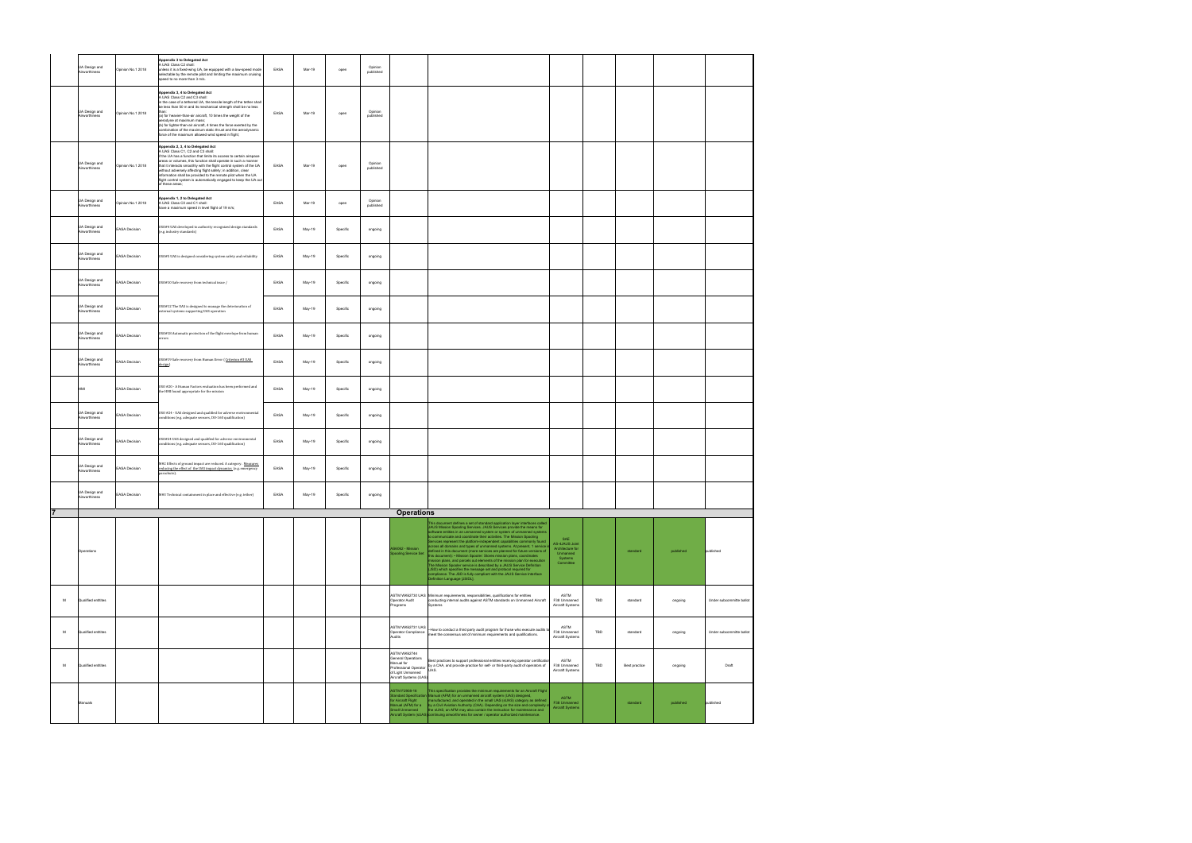| | UA Design and Airworthiness | Opinion No.1 2018 | **Appendix 3 to Delegated Act** A UAS Class C2 shall: unless it is a fixed-wing UA, be equipped with a low-speed mode selectable by the remote pilot and limiting the maximum cruising speed to no more than 3 m/s. | EASA | Mar-19 | open | Opinion published | | | | | | | |
|---|---|---|---|---|---|---|---|---|---|---|---|---|---|---|
| | UA Design and Airworthiness | Opinion No.1 2018 | **Appendix 3, 4 to Delegated Act** A UAS Class C2 and C3 shall: in the case of a tethered UA, the tensile length of the tether shall be less than 50 m and its mechanical strength shall be no less than: (a) for heavier-than-air aircraft, 10 times the weight of the aerodyne at maximum mass; (b) for lighter-than-air aircraft, 4 times the force exerted by the combination of the maximum static thrust and the aerodynamic force of the maximum allowed wind speed in flight; | EASA | Mar-19 | open | Opinion published | | | | | | | |
| | UA Design and Airworthiness | Opinion No.1 2018 | **Appendix 2, 3, 4 to Delegated Act** A UAS Class C1, C2 and C3 shall: if the UA has a function that limits its access to certain airspace areas or volumes, this function shall operate in such a manner that it interacts smoothly with the flight control system of the UA without adversely affecting flight safety; in addition, clear information shall be provided to the remote pilot when the UA flight control system is automatically engaged to keep the UA out of these areas; | EASA | Mar-19 | open | Opinion published | | | | | | | |
| | UA Design and Airworthiness | Opinion No.1 2018 | **Appendix 1, 2 to Delegated Act** A UAS Class C0 and C1 shall: have a maximum speed in level flight of 19 m/s; | EASA | Mar-19 | open | Opinion published | | | | | | | |
| | UA Design and Airworthiness | EASA Decision | OSO#4 UAS developed to authority recognized design standards (e.g. industry standards) | EASA | May-19 | Specific | ongoing | | | | | | | |
| | UA Design and Airworthiness | EASA Decision | OSO#5 UAS is designed considering system safety and reliability | EASA | May-19 | Specific | ongoing | | | | | | | |
| | UA Design and Airworthiness | EASA Decision | OSO#10 Safe recovery from technical issue / | EASA | May-19 | Specific | ongoing | | | | | | | |
| | UA Design and Airworthiness | EASA Decision | OSO#12 The UAS is designed to manage the deterioration of external systems supporting UAS operation | EASA | May-19 | Specific | ongoing | | | | | | | |
| | UA Design and Airworthiness | EASA Decision | OSO#18 Automatic protection of the flight envelope from human errors | EASA | May-19 | Specific | ongoing | | | | | | | |
| | UA Design and Airworthiness | EASA Decision | OSO#19 Safe recovery from Human Error / Criterion #3 UAS design) | EASA | May-19 | Specific | ongoing | | | | | | | |
| | HMI | EASA Decision | OSO #20 - A Human Factors evaluation has been performed and the HMI found appropriate for the mission | EASA | May-19 | Specific | ongoing | | | | | | | |
| | UA Design and Airworthiness | EASA Decision | OSO #24 - UAS designed and qualified for adverse environmental conditions (e.g. adequate sensors, DO-160 qualification) | EASA | May-19 | Specific | ongoing | | | | | | | |
| | UA Design and Airworthiness | EASA Decision | OSO#24 UAS designed and qualified for adverse environmental conditions (e.g. adequate sensors, DO-160 qualification) | EASA | May-19 | Specific | ongoing | | | | | | | |
| | UA Design and Airworthiness | EASA Decision | M#2 Effects of ground impact are reduced. A category: Measures reducing the effect of the UAS impact dynamics (e.g. emergency parachute). | EASA | May-19 | Specific | ongoing | | | | | | | |
| | UA Design and Airworthiness | EASA Decision | M#3 Technical containment in place and effective (e.g. tether) | EASA | May-19 | Specific | ongoing | | | | | | | |
| 7 | | | | | | | | **Operations** | | | | | | |
| | Operations | | | | | | | AS6062 - Mission Spooling Service Def. | This document defines a set of standard application layer interfaces called JAUS Mission Spooling Services. JAUS Services provide the means for software entities in an unmanned system or system of unmanned systems to communicate and coordinate their activities. The Mission Spooling Services represent the platform-independent capabilities commonly found across all domains and types of unmanned systems. At present, 1 service is defined in this document (more services are planned for future versions of this document): • Mission Spooler: Stores mission plans, coordinates mission plans, and parcels out elements of the mission plan for execution. The Mission Spooler service is described by a JAUS Service Definition (JSD) which specifies the message set and protocol required for compliance. The JSD is fully compliant with the JAUS Service Interface Definition Language (JSIDL). | SAE AS-4JAUS Joint Architecture for Unmanned Systems Committee | | standard | published | published |
| M | Qualified entities | | | | | | | ASTM WK62730 UAS Operator Audit Programs | Minimum requirements, responsibilities, qualifications for entities conducting internal audits against ASTM standards on Unmanned Aircraft Systems | ASTM F38 Unmanned Aircraft Systems | TBD | standard | ongoing | Under subcommittee ballot |
| M | Qualified entities | | | | | | | ASTM WK62731 UAS Operator Compliance Audits | How to conduct a third party audit program for those who execute audits to meet the consensus set of minimum requirements and qualifications. | ASTM F38 Unmanned Aircraft Systems | TBD | standard | ongoing | Under subcommittee ballot |
| M | Qualified entities | | | | | | | ASTM WK62744 General Operations Manual for Professional Operator of Light Unmanned Aircraft Systems (UAS) | Best practices to support professional entities receiving operator certification by a CAA, and provide practice for self- or third-party audit of operators of UAS. | ASTM F38 Unmanned Aircraft Systems | TBD | Best practice | ongoing | Draft |
| | Manuals | | | | | | | ASTM F2908-16 Standard Specification for Aircraft Flight Manual (AFM) for a Small Unmanned Aircraft System (sUAS) | This specification provides the minimum requirements for an Aircraft Flight Manual (AFM) for an unmanned aircraft system (UAS) designed, manufactured, and operated in the small UAS (sUAS) category as defined by a Civil Aviation Authority (CAA). Depending on the size and complexity of the sUAS, an AFM may also contain the instructions for maintenance and continuing airworthiness for owner / operator authorized maintenance. | ASTM F38 Unmanned Aircraft Systems | | standard | published | published |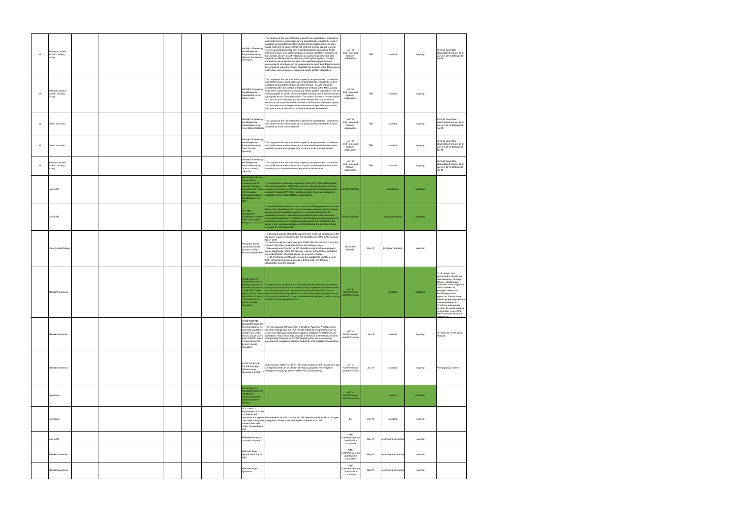| | | | | | | | | | | | | | | |
|---|---|---|---|---|---|---|---|---|---|---|---|---|---|---|
| M | Automatic modes, takeoff, Landing, taxiing | | | | | | WK58931 Evaluating AerialResponse RobotManeuvering: Maintain Position and Orientation | The purpose of this test method is to specify the apparatuses, procedures, and performance metrics necessary to quantitatively evaluate the system capability to accurately maintain position and orientation (pose) in open space relative to an object of interest. This test method applies to aerial systems operated remotely from a standoff distance appropriate for the intended mission. The system includes a remote operator in control of all functionality and any assistive features or autonomous behaviors that improve the effectiveness or efficiency of the overall system. This test method may be performed anywhere the specified apparatuses and environmental conditions can be implemented as described. Results should be considered within the context of related test methods in the Maneuvering suite when comprehensively evaluating robotic system capabilities. | ASTM E54 Homeland Security Applications | TBD | standard | ongoing | E54 Full Committee adjudication February 26 to March 2, 2018. Delayed till Apr-18 |
| M | Automatic modes, takeoff, Landing, taxiing | | | | | | WK58932 Evaluating AerialResponse RobotManeuvering: Orbit a Point | The purpose of this test method is to specify the apparatuses, procedures, and performance metrics necessary to quantitatively evaluate the system capability to accurately orbit an object of interest. Results should be considered within the context of related test methods in the Maneuvering suite when comprehensively evaluating robotic system capabilities. This test method applies to aerial systems operated remotely from a standoff distance appropriate for the intended mission. The system includes a remote operator in control of all functionality and any assistive features or autonomous behaviors that improve the effectiveness or efficiency of the overall system. This test method may be performed anywhere the specified apparatuses and environmental conditions can be implemented as described. | ASTM E54 Homeland Security Applications | TBD | standard | ongoing | |
| M | Detect and avoid | | | | | | WK58933 Evaluating AerialResponse RobotManeuvering: Avoid Static Obstacles | The purpose of this test method is to specify the apparatuses, procedures, and performance metrics necessary to quantitatively evaluate the system capability to avoid static obstacles. | ASTM E54 Homeland Security Applications | TBD | standard | ongoing | E54 Full Committee adjudication February 26 to March 2, 2018. Delayed till Apr-18 |
| M | Detect and avoid | | | | | | WK58934 Evaluating AerialResponse RobotManeuvering: Pass Through Openings | The purpose of this test method is to specify the apparatuses, procedures, and performance metrics necessary to quantitatively evaluate the system capability to pass through openings of various sizes and orientations. | ASTM E54 Homeland Security Applications | TBD | standard | ongoing | E54 Full Committee adjudication February 26 to March 2, 2018. Delayed till Apr-18 |
| M | Automatic modes, takeoff, Landing, taxiing | | | | | | WK58935 Evaluating AerialResponse RobotManeuvering: Land Accurately (Vertical) | The purpose of this test method is to specify the apparatuses, procedures, and performance metrics necessary to quantitatively evaluate the system capability to accurately land vertically within a defined area. | ASTM E54 Homeland Security Applications | TBD | standard | ongoing | E54 Full Committee adjudication February 26 to March 2, 2018. Delayed till Apr-18 |
| | UAS-ATM | | | | | | Specifications for the Use of Military Unmanned Aerial Vehicles (UAV) as Operational Air Traffic (OAT) outside segregated airspace specification, v 1.0, 2007 | This specification addresses aspects of military UAV ATM, dealing solely with extant regulations that impact upon the UAV specification and then explaining the nature of UAV airspace requirements. It also summarises a number of national UAV ATM regulations, albeit none were suitable for adaptation into EUROCONTROL specifications | EUROCONTROL | | specification | published | |
| | UAS-ATM | | | | | | Air Traffic Management Guidelines for Global Hawk in European Airspace, v 1.0, 2010 | These Guidelines establish a set of minimum ATM requirements for Global Hawk (GH) / Euro Hawk (EH) flight in European airspace, with the primary purpose of enabling GH/EH operators to use them as the basis for negotiating access to national airspace within Europe. The Guidelines envisage the isolation of GH/EH from other airspace users by requiring it to climb-out and recover in segregated airspace and to fly IFR/OAT in the cruise in non-segregated airspace at high altitudes that are above those occupied by manned aviation. | EUROCONTROL | | guidance material | published | |
| | Local E-identification | | | | | | Aerospace series - Unmanned Aircraft Systems (UAS) – Security requirements | To develop European standards specifying the means of compliance to the regulatory requirements defined in the Delegated act of the EASA Opinion No 01-2018.<br>This activity shall be coordinated with EUROCAE WG105 (SG-32 and SG-33) and it will intent to address at least the following topics:<br>- "Geo-awareness" function for UA Operations which includes Airspace areas, Qualification of the UA operator, relevant authorization, prohibited area, identification of special zones (ref. level U1 U-Space)<br>- "e-ID" Electronic Identification, means the capability to identify a UA in flight without direct physical access to that aircraft (only for local identification from the ground) | ASD-STAN D5WG8 | Dec-19 | European standard | planned | |
| | Standard scenarios | | | | | | ASTM F3196-17 Standard Practice for Seeking Approval for Extended Visual Line of Sight (EVLOS) or Beyond Visual Line of Sight (BVLOS) Small Unmanned Aircraft System (sUAS) Operations | Compliance with this practice is recommended as one means of seeking approval from a civil aviation authority (CAA) to operate a small unmanned aircraft system (sUAS) to fly extended visual line of sight (EVLOS) or beyond visual line of sight (BVLOS), or both. Any regulatory application of this practice to sUAS and other unmanned aircraft systems (UASs) is at the discretion of the appropriate CAA. | ASTM F38 Unmanned Aircraft Systems | | standard | published | To be revised and ammended to include use case scenarios: package delivery, infrastructure inspection, linear inspection, search and rescue, emergency response, terminal operations, agriculture. First of these operations (package delivery) to be completed Jun 2018.First available but revisions to standard will be incorporated in Jan 2018 after Pathfinder Technical Interchange |
| | Standard scenarios | | | | | | ASTM WK60746 Standard Practice for Seeking Approval for Extended Visual Line of Sight (EVLOS) or Beyond Visual Line of Sight (BVLOS) Small Unmanned Aircraft System (sUAS) Operations | The main purpose of this revision is to add an Appendix A that provides research findings from the FAA BVLOS Pathfinder program than can be used in developing proposed risk mitigation strategies for sUAS BVLOS operations. This revision also provides a reference to Unmanned Systems Canada Best Practices for BVLOS Operations for use in developing proposed risk mitigation strategies for both EVLOS and BVLOS operations. | ASTM F38 Unmanned Aircraft Systems | Jun-18 | standard | ongoing | Revisions to F3196 being finalized. |
| | Standard scenarios | | | | | | ASTM WK 62344 BVLOS Package Delivery as an Appendix to F3196-17 | Appendix to to ASTM F3196-17. The main purpose of this revision is to add an Appendix that can be used in developing proposed risk mitigation strategies for package delivery sUAS BVLOS operations/ | ASTM F38 Unmanned Aircraft Systems | Jun-19 | standard | ongoing | Working group formed |
| | Operations | | | | | | ASTM F2849-10 Standard Practice for Handling of Unmanned Aircraft Systems at Divert Airfields | | ASTM F38 Unmanned Aircraft Systems | | practice | published | |
| | Operations | | | | | | ISO 21384-3 - Requirements for safe civil RPAS/UAS operations and applies to all types, categories, classes, sizes and modes of operation of UAS | Requirements for safe commercial UAS operations and applies to all types, categories, classes, sizes and modes of operation of UAS. | ISO | Dec-18 | standard | ongoing | |
| | UAS-ATM | | | | | | ARP#### Access to controlled airspace | | SAE G-30 UAS Operator Qualifications Committee | May-19 | recommended practice | planned | |
| | Standard scenarios | | | | | | ARP#### Flight beyond visual line of sight | | SAE G-30 UAS Operator Qualifications Committee | May-19 | recommended practice | planned | |
| | Standard scenarios | | | | | | ARP#### Night operations | | SAE G-30 UAS Operator Qualifications Committee | May-19 | recommended practice | planned | |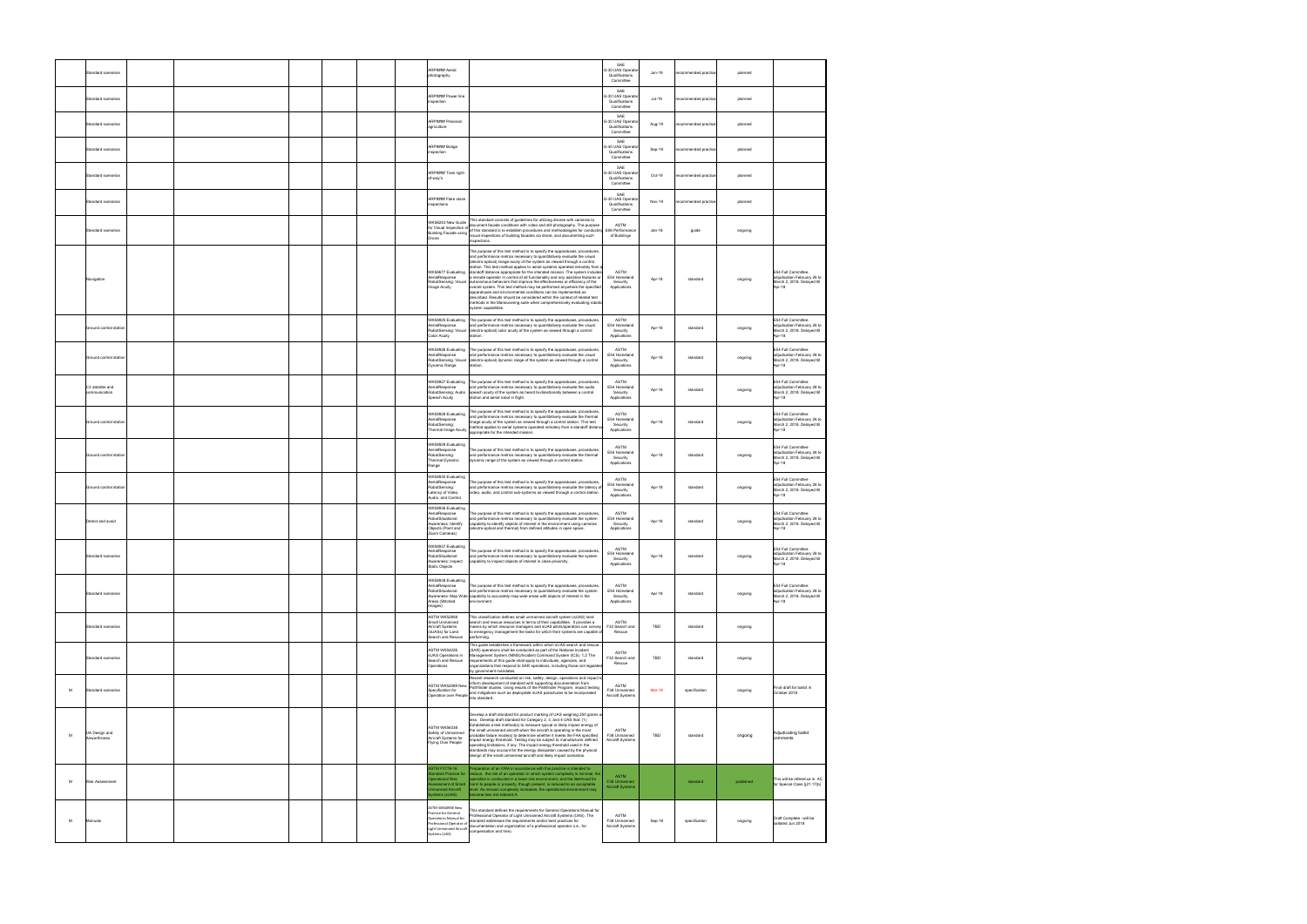| | | | | | | | | | | | | | |
|---|---|---|---|---|---|---|---|---|---|---|---|---|---|
| | Standard scenarios | | | | | | ARP6PBF Aerial photography | | SAE G-30 UAS Operator Qualifications Committee | Jun-19 | recommended practice | planned | |
| | Standard scenarios | | | | | | ARP6PBF Power line inspection | | SAE G-30 UAS Operator Qualifications Committee | Jul-19 | recommended practice | planned | |
| | Standard scenarios | | | | | | ARP6PBF Precision agriculture | | SAE G-30 UAS Operator Qualifications Committee | Aug-19 | recommended practice | planned | |
| | Standard scenarios | | | | | | ARP6PBF Bridge inspection | | SAE G-30 UAS Operator Qualifications Committee | Sep-19 | recommended practice | planned | |
| | Standard scenarios | | | | | | ARP6PBF Train right-of-way's | | SAE G-30 UAS Operator Qualifications Committee | Oct-19 | recommended practice | planned | |
| | Standard scenarios | | | | | | ARP6PBF Flare stack inspections | | SAE G-30 UAS Operator Qualifications Committee | Nov-19 | recommended practice | planned | |
| | Standard scenarios | | | | | | WK58243 New Guide for Visual Inspection of Building Facade using Drone | This standard consists of guidelines for utilizing drones with cameras to document facade conditions with video and still photography. The purpose of this standard is to establish procedures and methodologies for conducting visual inspections of building facades via drone, and documenting such inspections. | ASTM E06 Performance of Buildings | Jan-18 | guide | ongoing | |
| | Navigation | | | | | | WK58677 Evaluating Aerial Response Robot Sensing: Visual Image Acuity | The purpose of this test method is to specify the apparatuses, procedures, and performance metrics necessary to quantitatively evaluate the visual (electro-optical) image acuity of the system as viewed through a control station. This test method applies to aerial systems operated remotely from a standoff distance appropriate for the intended mission. The system includes a remote operator in control of all functionality and any assistive features or autonomous behaviors that improve the effectiveness or efficiency of the overall system. This test method may be performed anywhere the specified apparatuses and environmental conditions can be implemented as described. Results should be considered within the context of related test methods in the Maneuvering suite when comprehensively evaluating robotic system capabilities. | ASTM E54 Homeland Security Applications | Apr-18 | standard | ongoing | E54 Full Committee adjudication February 26 to March 2, 2018. Delayed till Apr-18 |
| | Ground control station | | | | | | WK58625 Evaluating Aerial Response Robot Sensing: Visual Color Acuity | The purpose of this test method is to specify the apparatuses, procedures, and performance metrics necessary to quantitatively evaluate the visual (electro-optical) color acuity of the system as viewed through a control station. | ASTM E54 Homeland Security Applications | Apr-18 | standard | ongoing | E54 Full Committee adjudication February 26 to March 2, 2018. Delayed till Apr-18 |
| | Ground control station | | | | | | WK58626 Evaluating Aerial Response Robot Sensing: Visual Dynamic Range | The purpose of this test method is to specify the apparatuses, procedures, and performance metrics necessary to quantitatively evaluate the visual (electro-optical) dynamic range of the system as viewed through a control station. | ASTM E54 Homeland Security Applications | Apr-18 | standard | ongoing | E54 Full Committee adjudication February 26 to March 2, 2018. Delayed till Apr-18 |
| | C3 datalink and communication | | | | | | WK58627 Evaluating Aerial Response Robot Sensing: Audio Speech Acuity | The purpose of this test method is to specify the apparatuses, procedures, and performance metrics necessary to quantitatively evaluate the audio speech acuity of the system as heard bi-directionally between a control station and aerial robot in flight. | ASTM E54 Homeland Security Applications | Apr-18 | standard | ongoing | E54 Full Committee adjudication February 26 to March 2, 2018. Delayed till Apr-18 |
| | Ground control station | | | | | | WK58628 Evaluating Aerial Response Robot Sensing: Thermal Image Acuity | The purpose of this test method is to specify the apparatuses, procedures, and performance metrics necessary to quantitatively evaluate the thermal image acuity of the system as viewed through a control station. This test method applies to aerial systems operated remotely from a standoff distance appropriate for the intended mission. | ASTM E54 Homeland Security Applications | Apr-18 | standard | ongoing | E54 Full Committee adjudication February 26 to March 2, 2018. Delayed till Apr-18 |
| | Ground control station | | | | | | WK58629 Evaluating Aerial Response Robot Sensing: Thermal Dynamic Range | The purpose of this test method is to specify the apparatuses, procedures, and performance metrics necessary to quantitatively evaluate the thermal dynamic range of the system as viewed through a control station. | ASTM E54 Homeland Security Applications | Apr-18 | standard | ongoing | E54 Full Committee adjudication February 26 to March 2, 2018. Delayed till Apr-18 |
| | Ground control station | | | | | | WK58630 Evaluating Aerial Response Robot Systems: Latency of Video, Audio, and Control | The purpose of this test method is to specify the apparatuses, procedures, and performance metrics necessary to quantitatively evaluate the latency of video, audio, and control sub-systems as viewed through a control station. | ASTM E54 Homeland Security Applications | Apr-18 | standard | ongoing | E54 Full Committee adjudication February 26 to March 2, 2018. Delayed till Apr-18 |
| | Detect and avoid | | | | | | WK58636 Evaluating Aerial Response Robot Situational Awareness: Identify Objects (Point and Zoom Cameras) | The purpose of this test method is to specify the apparatuses, procedures, and performance metrics necessary to quantitatively evaluate the system capability to identify objects of interest in the environment using cameras (electro-optical and thermal) from defined altitudes in open space. | ASTM E54 Homeland Security Applications | Apr-18 | standard | ongoing | E54 Full Committee adjudication February 26 to March 2, 2018. Delayed till Apr-18 |
| | Standard scenarios | | | | | | WK58637 Evaluating Aerial Response Robot Situational Awareness: Inspect Static Objects | The purpose of this test method is to specify the apparatuses, procedures, and performance metrics necessary to quantitatively evaluate the system capability to inspect objects of interest in close proximity. | ASTM E54 Homeland Security Applications | Apr-18 | standard | ongoing | E54 Full Committee adjudication February 26 to March 2, 2018. Delayed till Apr-18 |
| | Standard scenarios | | | | | | WK58638 Evaluating Aerial Response Robot Situational Awareness: Map Wide Areas (Stitched Images) | The purpose of this test method is to specify the apparatuses, procedures, and performance metrics necessary to quantitatively evaluate the system capability to accurately map wide areas with objects of interest in the environment. | ASTM E54 Homeland Security Applications | Apr-18 | standard | ongoing | E54 Full Committee adjudication February 26 to March 2, 2018. Delayed till Apr-18 |
| | Standard scenarios | | | | | | ASTM WK53858 Small Unmanned Aircraft Systems (sUASs) for Land Search and Rescue | This classification defines small unmanned aircraft system (sUAS) land search and rescue resources in terms of their capabilities. It provides a means by which resource managers and sUAS pilots/operators can convey to emergency management the tasks for which their systems are capable of performing. | ASTM F32 Search and Rescue | TBD | standard | ongoing | |
| | Standard scenarios | | | | | | ASTM WK54226 sUAS Operations in Search and Rescue Operations | This guide establishes a framework within which sUAS search and rescue (SAR) operations shall be conducted as part of the National Incident Management System (NIMS)/Incident Command System (ICS). 1.2 The requirements of this guide shall apply to individuals, agencies, and organizations that respond to SAR operations, including those not regulated by government mandates. | ASTM F32 Search and Rescue | TBD | standard | ongoing | |
| M | Standard scenarios | | | | | | ASTM WK52089 New Specification for Operation over People | Recent research conducted on risk, safety, design, operations and impact to inform development of standard with supporting documentation from Pathfinder studies. Using results of the Pathfinder Program impact testing and mitigations such as deployable sUAS parachutes to be incorporated into standard. | ASTM F38 Unmanned Aircraft Systems | Mar-19 | specification | ongoing | Final draft for ballot in October 2018 |
| M | UA Design and Airworthiness | | | | | | ASTM WK56338 Safety of Unmanned Aircraft Systems for Flying Over People | Develop a draft standard for product marking of UAS weighing 250 grams or less. Develop draft standard for Category 2, 3, and 4 UAS that: (1) Establishes a test method(s) to measure typical or likely impact energy of the small unmanned aircraft when the aircraft is operating in the most probable failure mode(s) to determine whether it meets the FAA specified impact energy threshold. Testing may be subject to manufacturer defined operating limitations, if any. The impact energy threshold used in the standards may account for the energy dissipation caused by the physical design of the small unmanned aircraft and likely impact scenarios. | ASTM F38 Unmanned Aircraft Systems | TBD | standard | ongoing | Adjudicating ballot comments |
| M | Risk Assessment | | | | | | ASTM F3178-16 Standard Practice for Operational Risk Assessment of Small Unmanned Aircraft Systems (sUAS) | Preparation of an ORA in accordance with this practice is intended to reduce, the risk of an operation in which system complexity is minimal, the operation is conducted in a lower risk environment, and the likelihood for harm to people or property, though present, is reduced to an acceptable level. As mission complexity increases, the operational environment may become less risk tolerant.A | ASTM F38 Unmanned Aircraft Systems | | standard | published | This will be reference in AC for Special Class §21.17(b) |
| M | Manuals | | | | | | ASTM WK58938 New Practice for General Operations Manual for Professional Operator of Light Unmanned Aircraft Systems (UAS) | This standard defines the requirements for General Operations Manual for Professional Operator of Light Unmanned Aircraft Systems (UAS). The standard addresses the requirements and/or best practices for documentation and organization of a professional operator (i.e., for compensation and hire). | ASTM F38 Unmanned Aircraft Systems | Sep-18 | specification | ongoing | Draft Complete - will be balloted Jun 2018 |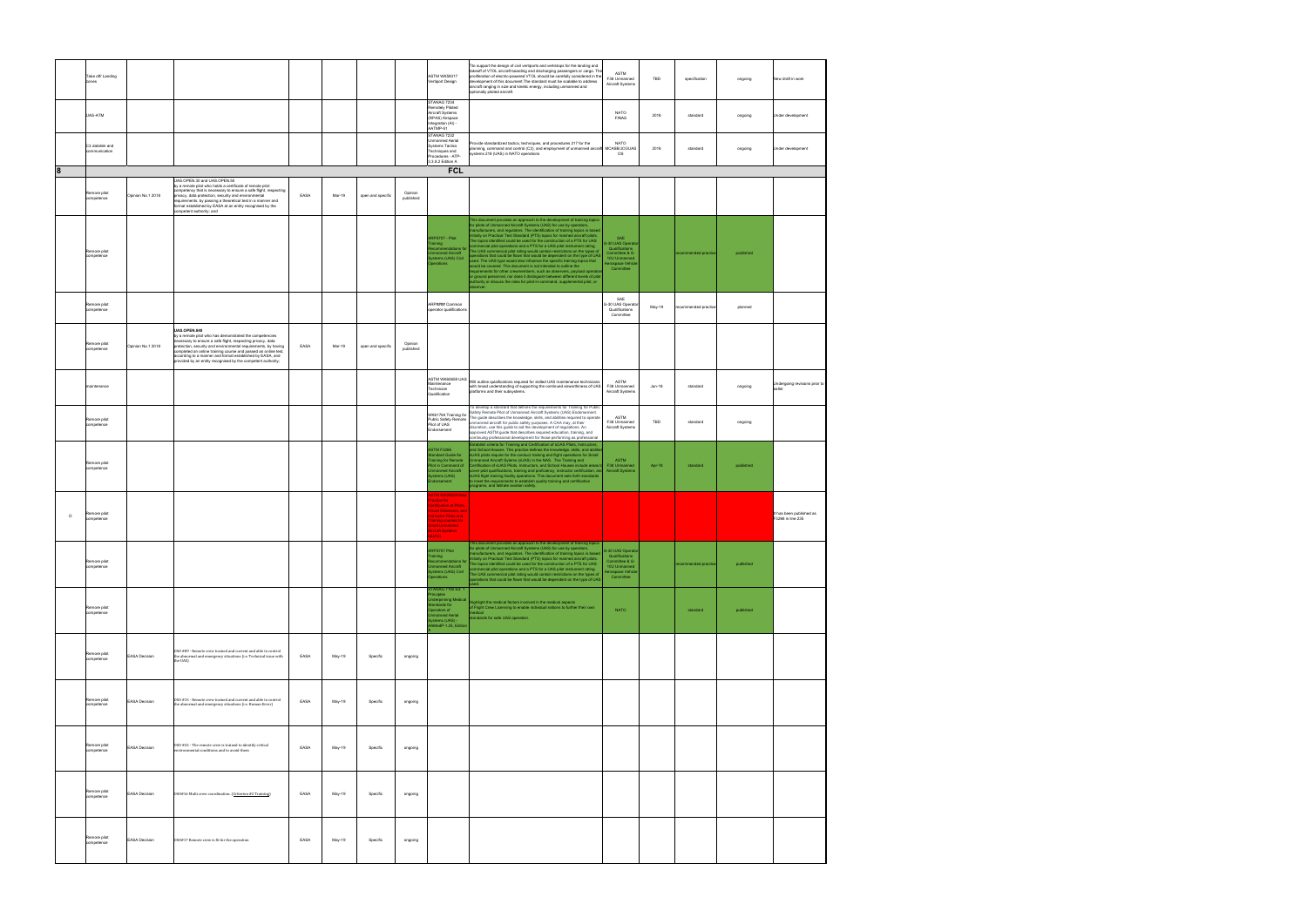| | | | | | | | | | | | | | | |
|---|---|---|---|---|---|---|---|---|---|---|---|---|---|---|
| | Take off/ Landing zones | | | | | | | ASTM WK59317 Vertiport Design | To support the design of civil vertiports and vertistops for the landing and takeoff of VTOL aircraft boarding and discharging passengers or cargo. The proliferation of electric-powered VTOL should be carefully considered in the development of this document. The standard must be scalable to address aircraft ranging in size and kinetic energy, including unmanned and optionally piloted aircraft. | ASTM F38 Unmanned Aircraft Systems | TBD | specification | ongoing | New draft in work |
| | UAS-ATM | | | | | | | STANAG 7234 Remotely Piloted Aircraft Systems (RPAS) Airspace Integration (AI) - AATMP-51 | | NATO FINAS | 2018 | standard | ongoing | Under development |
| | C3 datalink and communication | | | | | | | STANAG 7232 Unmanned Aerial Systems Tactics Techniques and Procedures - ATP-3.3.8.2 Edition A | Provide standardized tactics, techniques, and procedures 217 for the planning, command and control (C2), and employment of unmanned aircraft systems 218 (UAS) in NATO operations | NATO MCASB/JCGUAS OS | 2018 | standard | ongoing | Under development |
| 8 | | | | | | | | **FCL** | | | | | | |
| | Remote pilot competence | Opinion No.1 2018 | UAS.OPEN.30 and UAS.OPEN.50 by a remote pilot who holds a certificate of remote pilot competency that is necessary to ensure a safe flight, respecting privacy, data protection, security and environmental requirements, by passing a theoretical test in a manner and format established by EASA at an entity recognised by the competent authority; and | EASA | Mar-19 | open and specific | Opinion published | | | | | | | |
| | Remote pilot competence | | | | | | | ARP5707 - Pilot Training Recommendations for Unmanned Aircraft Systems (UAS) Civil Operations | This document provides an approach to the development of training topics for pilots of Unmanned Aircraft Systems (UAS) for use by operators, manufacturers, and regulators. The identification of training topics is based initially on Practical Test Standard (PTS) topics for manned aircraft pilots. The topics identified could be used for the construction of a PTS for UAS commercial pilot operations and a PTS for a UAS pilot instrument rating. The UAS commercial pilot rating would contain restrictions on the types of operations that could be flown that would be dependent on the type of UAS used. The UAS type would also influence the specific training topics that would be covered. This document is not intended to outline the requirements for other crewmembers, such as observers, payload operators or ground personnel, nor does it distinguish between different levels of pilot authority or discuss the roles for pilot-in-command, supplemental pilot, or observer. | SAE G-30 UAS Operator Qualifications Committee & G-10U Unmanned Aerospace Vehicle Committee | | recommended practice | published | |
| | Remote pilot competence | | | | | | | ARP6868 Common operator qualifications | | SAE G-30 UAS Operator Qualifications Committee | May-19 | recommended practice | planned | |
| | Remote pilot competence | Opinion No.1 2018 | **UAS.OPEN.040** by a remote pilot who has demonstrated the competencies necessary to ensure a safe flight, respecting privacy, data protection, security and environmental requirements, by having completed an online training course and passed an online test, according to a manner and format established by EASA, and provided by an entity recognised by the competent authority; | EASA | Mar-19 | open and specific | Opinion published | | | | | | | |
| | maintenance | | | | | | | ASTM WK60659 UAS Maintenance Technician Qualification | Will outline qualifications required for skilled UAS maintenance technicians with broad understanding of supporting the continued airworthiness of UAS platforms and their subsystems. | ASTM F38 Unmanned Aircraft Systems | Jun-18 | standard | ongoing | Undergoing revisions prior to ballot |
| | Remote pilot competence | | | | | | | WK61764 Training for Public Safety Remote Pilot of UAS Endorsement | To develop a standard that defines the requirements for Training for Public Safety Remote Pilot of Unmanned Aircraft Systems (UAS) Endorsement. The guide describes the knowledge, skills, and abilities required to operate unmanned aircraft for public safety purposes. A CAA may, at their discretion, use this guide to aid the development of regulations. An approved ASTM guide that describes required education, training, and continuing professional development for those performing as professional | ASTM F38 Unmanned Aircraft Systems | TBD | standard | ongoing | |
| | Remote pilot competence | | | | | | | ASTM F3266 Standard Guide for Training for Remote Pilot in Command of Unmanned Aircraft Systems (UAS) Endorsement | Establish criteria for Training and Certification of sUAS Pilots, Instructors, and School Houses. This practice defines the knowledge, skills, and abilities sUAS pilots require for the conduct training and flight operations for Small Unmanned Aircraft Systems (sUAS) in the NAS. The Training and Certification of sUAS Pilots, Instructors, and School Houses include areas to cover pilot qualifications, training and proficiency, instructor certification, and sUAS flight training facility operations. This document sets forth standards to meet the requirements to establish quality training and certification programs, and facilitate aviation safety. | ASTM F38 Unmanned Aircraft Systems | Apr-18 | standard | published | |
| D | Remote pilot competence | | | | | | | ASTM WK79572 New Practice for Certification of Pilots, Visual Observers, and Instructor Pilots and Training courses for Small Unmanned Aircraft Systems (sUAS) | | | | | | It has been published as F3266 in line 236 |
| | Remote pilot competence | | | | | | | ARP5707 Pilot Training Recommendations for Unmanned Aircraft Systems (UAS) Civil Operations | This document provides an approach to the development of training topics for pilots of Unmanned Aircraft Systems (UAS) for use by operators, manufacturers, and regulators. The identification of training topics is based initially on Practical Test Standard (PTS) topics for manned aircraft pilots. The topics identified could be used for the construction of a PTS for UAS commercial pilot operations and a PTS for a UAS pilot instrument rating. The UAS commercial pilot rating would contain restrictions on the types of operations that could be flown that would be dependent on the type of UAS used. | G-30 UAS Operator Qualifications Committee & G-10U Unmanned Aerospace Vehicle Committee | | recommended practice | published | |
| | Remote pilot competence | | | | | | | STANAG 7192 Ed. 1 Principles Underpinning Medical Standards for Operators of Unmanned Aerial Systems (UAS) - AMedP-1.25, Edition A | Highlight the medical factors involved in the medical aspects of Flight Crew Licensing to enable individual nations to further their own medical standards for safe UAS operation. | NATO | | standard | published | |
| | Remote pilot competence | EASA Decision | OSO #09 - Remote crew trained and current and able to control the abnormal and emergency situations (i.e. Technical issue with the UAS) | EASA | May-19 | Specific | ongoing | | | | | | | |
| | Remote pilot competence | EASA Decision | OSO #15 - Remote crew trained and current and able to control the abnormal and emergency situations (i.e. Human Error) | EASA | May-19 | Specific | ongoing | | | | | | | |
| | Remote pilot competence | EASA Decision | OSO #22 - The remote crew is trained to identify critical environmental conditions and to avoid them | EASA | May-19 | Specific | ongoing | | | | | | | |
| | Remote pilot competence | EASA Decision | OSO#16 Multi crew coordination. (Criterion #2 Training) | EASA | May-19 | Specific | ongoing | | | | | | | |
| | Remote pilot competence | EASA Decision | OSO#17 Remote crew is fit for the operation | EASA | May-19 | Specific | ongoing | | | | | | | |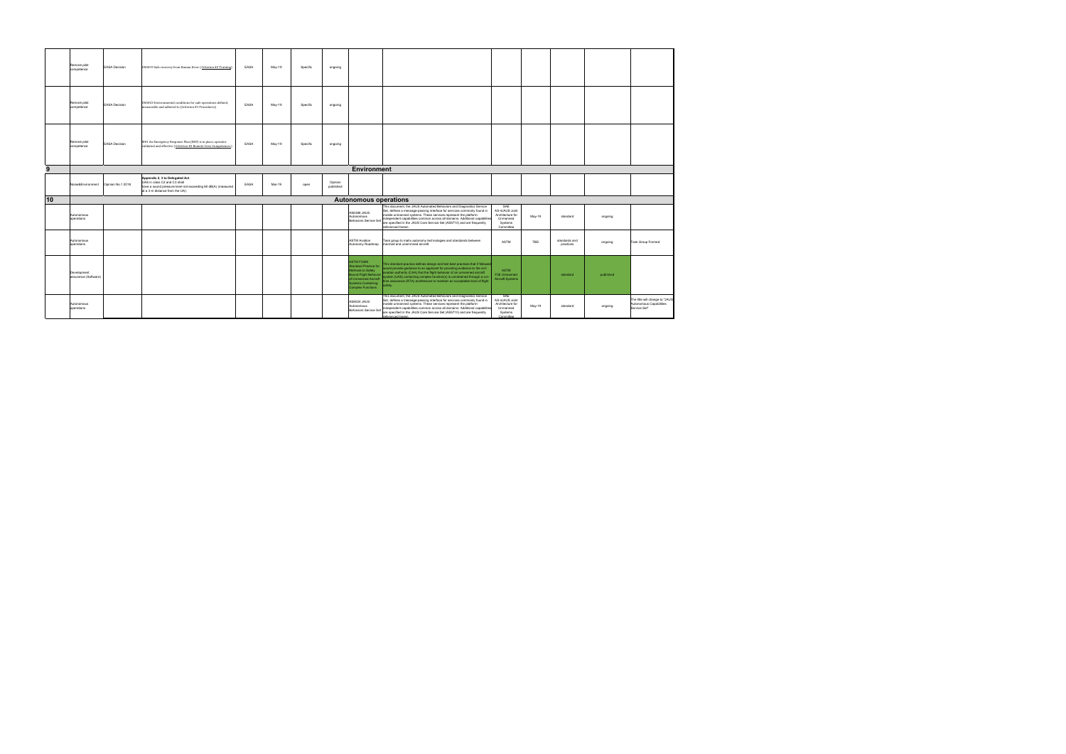| | | | | | | | | | | | | | | |
|---|---|---|---|---|---|---|---|---|---|---|---|---|---|---|
| | Remote pilot competence | EASA Decision | OSO#19 Safe recovery from Human Error (Criterion #2 Training) | EASA | May-19 | Specific | ongoing | | | | | | | |
| | Remote pilot competence | EASA Decision | OSO#23 Environmental conditions for safe operations defined, measurable and adhered to (Criterion #1 Procedures) | EASA | May-19 | Specific | ongoing | | | | | | | |
| | Remote pilot competence | EASA Decision | M#1 An Emergency Response Plan (ERP) is in place, operator validated and effective (Criterion #2 Remote Crew Competences) | EASA | May-19 | Specific | ongoing | | | | | | | |
| 9 | | | | | | | | **Environment** | | | | | | |
| | Noise&Environment | Opinion No.1 2018 | **Appendix 2, 3 to Delegated Act** UAS in class C2 and C3 shall have a sound pressure level not exceeding 60 dB(A) (measured at a 3 m distance from the UA); | EASA | Mar-19 | open | Opinion published | | | | | | | |
| 10 | | | | | | | | **Autonomous operations** | | | | | | |
| | Autonomous operations | | | | | | | AS6086 JAUS Autonomous Behaviors Service Set | This document, the JAUS Automated Behaviors and Diagnostics Service Set, defines a message-passing interface for services commonly found in mobile unmanned systems. These services represent the platform-independent capabilities common across all domains. Additional capabilities are specified in the JAUS Core Service Set (AS5710) and are frequently referenced herein. | SAE AS-4JAUS Joint Architecture for Unmanned Systems Committee | May-19 | standard | ongoing | |
| | Autonomous operations | | | | | | | ASTM Aviation Autonomy Roadmap | Task group to matrix autonomy technologies and standards between manned and unmanned aircraft. | ASTM | TBD | standards and practices | ongoing | Task Group Formed |
| | Development assurance (Software) | | | | | | | ASTM F3269 Standard Practice for Methods to Safely Bound Flight Behavior of Unmanned Aircraft Systems Containing Complex Functions | This standard practice defines design and test best practices that if followed would provide guidance to an applicant for providing evidence to the civil aviation authority (CAA) that the flight behavior of an unmanned aircraft system (UAS) containing complex function(s) is constrained through a run-time assurance (RTA) architecture to maintain an acceptable level of flight safety. | ASTM F38 Unmanned Aircraft Systems | | standard | published | |
| | Autonomous operations | | | | | | | AS6024 JAUS Autonomous Behaviors Service Set | This document, the JAUS Automated Behaviors and Diagnostics Service Set, defines a message-passing interface for services commonly found in mobile unmanned systems. These services represent the platform-independent capabilities common across all domains. Additional capabilities are specified in the JAUS Core Service Set (AS5710) and are frequently referenced herein. | SAE AS-4JAUS Joint Architecture for Unmanned Systems Committee | May-19 | standard | ongoing | The title will change to "JAUS Autonomous Capabilities Service Set" |